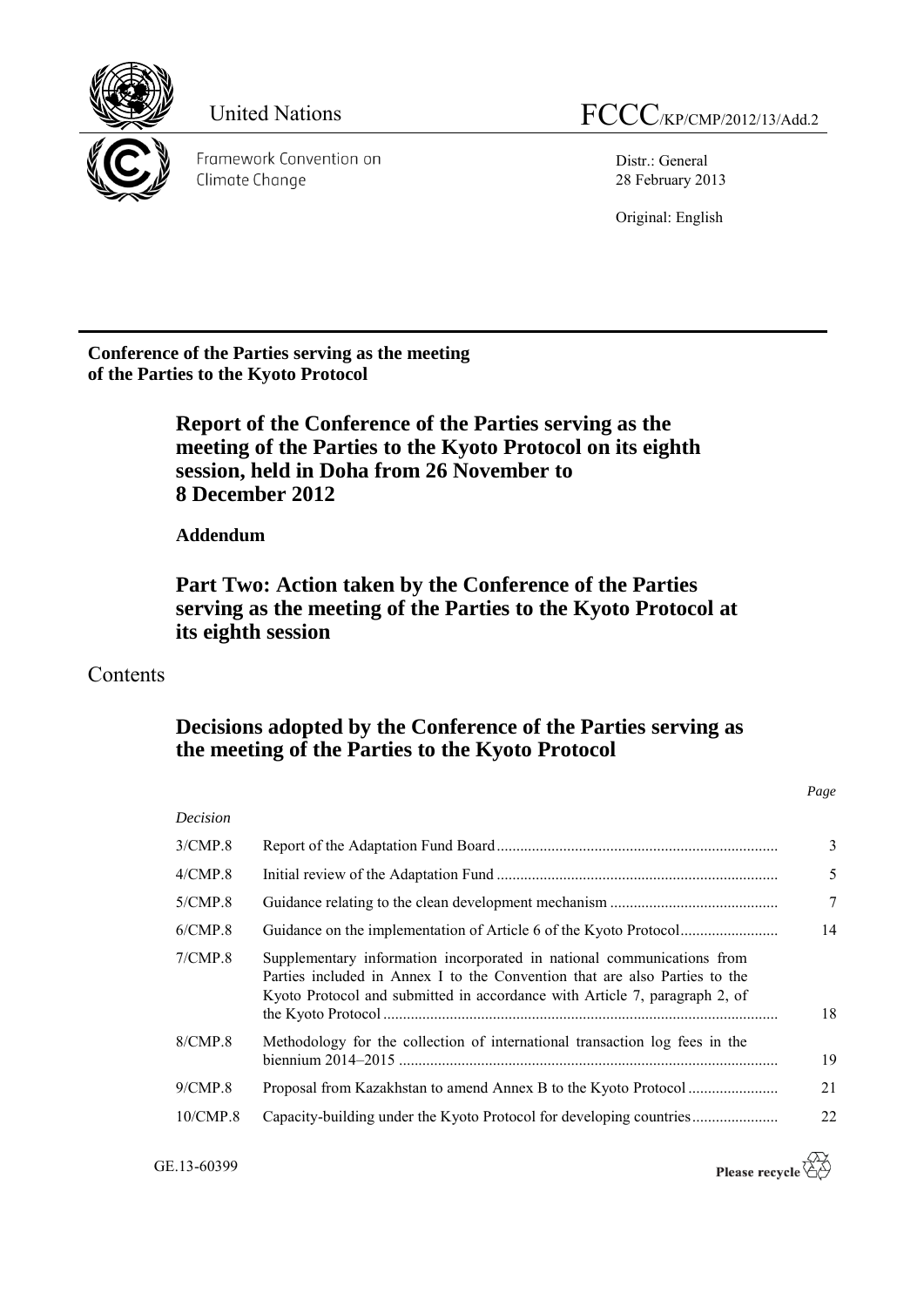United Nations FCCC/KP/CMP/2012/13/Add.2

Framework Convention on Climate Change

Distr.: General
28 February 2013

Original: English

**Conference of the Parties serving as the meeting of the Parties to the Kyoto Protocol**

# Report of the Conference of the Parties serving as the meeting of the Parties to the Kyoto Protocol on its eighth session, held in Doha from 26 November to 8 December 2012

**Addendum**

## Part Two: Action taken by the Conference of the Parties serving as the meeting of the Parties to the Kyoto Protocol at its eighth session

# Contents

## Decisions adopted by the Conference of the Parties serving as the meeting of the Parties to the Kyoto Protocol

| *Decision* | | *Page* |
|---|---|---|
| 3/CMP.8 | Report of the Adaptation Fund Board | 3 |
| 4/CMP.8 | Initial review of the Adaptation Fund | 5 |
| 5/CMP.8 | Guidance relating to the clean development mechanism | 7 |
| 6/CMP.8 | Guidance on the implementation of Article 6 of the Kyoto Protocol | 14 |
| 7/CMP.8 | Supplementary information incorporated in national communications from Parties included in Annex I to the Convention that are also Parties to the Kyoto Protocol and submitted in accordance with Article 7, paragraph 2, of the Kyoto Protocol | 18 |
| 8/CMP.8 | Methodology for the collection of international transaction log fees in the biennium 2014–2015 | 19 |
| 9/CMP.8 | Proposal from Kazakhstan to amend Annex B to the Kyoto Protocol | 21 |
| 10/CMP.8 | Capacity-building under the Kyoto Protocol for developing countries | 22 |

GE.13-60399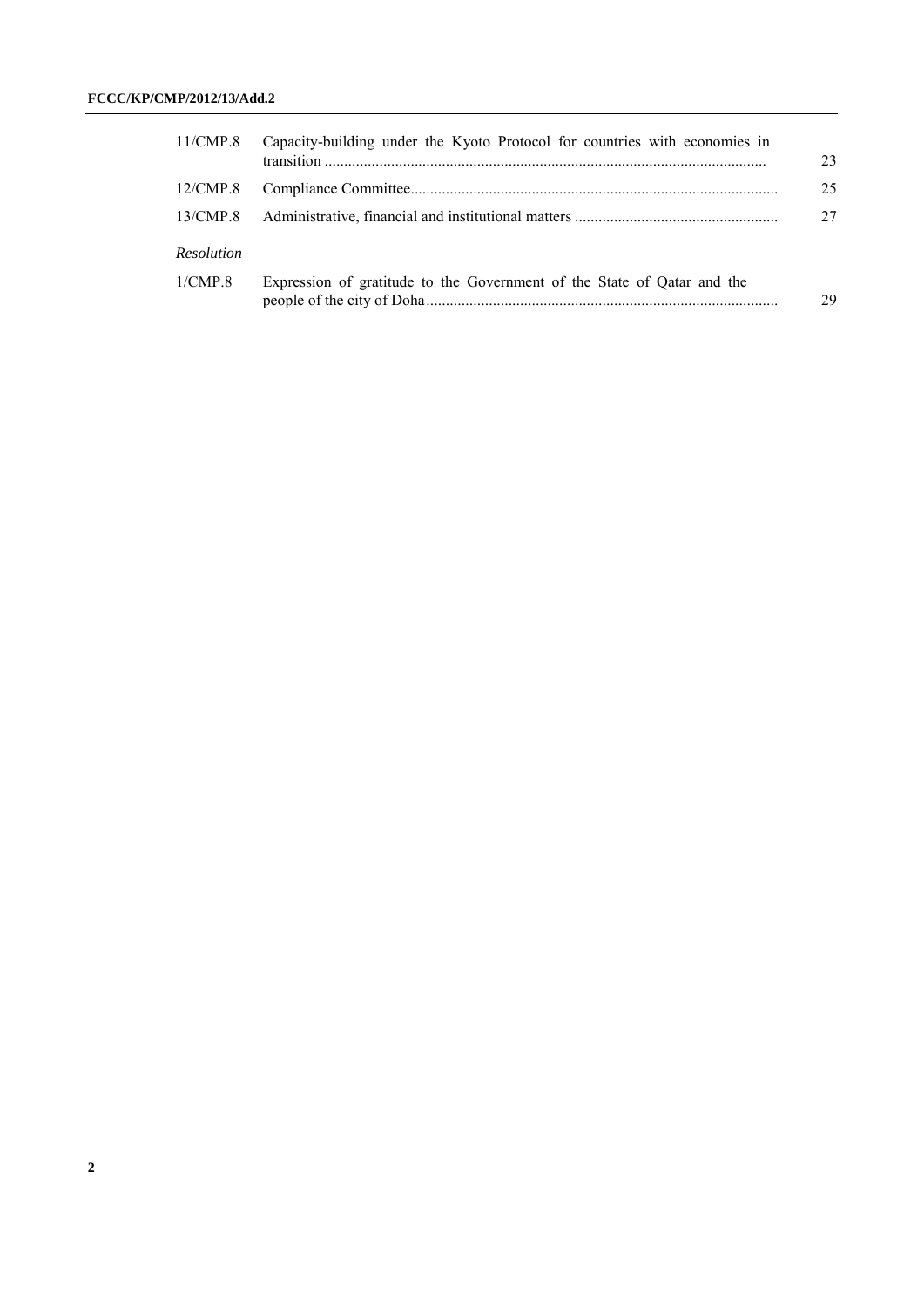| | | |
|---|---|---|
| 11/CMP.8 | Capacity-building under the Kyoto Protocol for countries with economies in transition | 23 |
| 12/CMP.8 | Compliance Committee | 25 |
| 13/CMP.8 | Administrative, financial and institutional matters | 27 |
| *Resolution* | | |
| 1/CMP.8 | Expression of gratitude to the Government of the State of Qatar and the people of the city of Doha | 29 |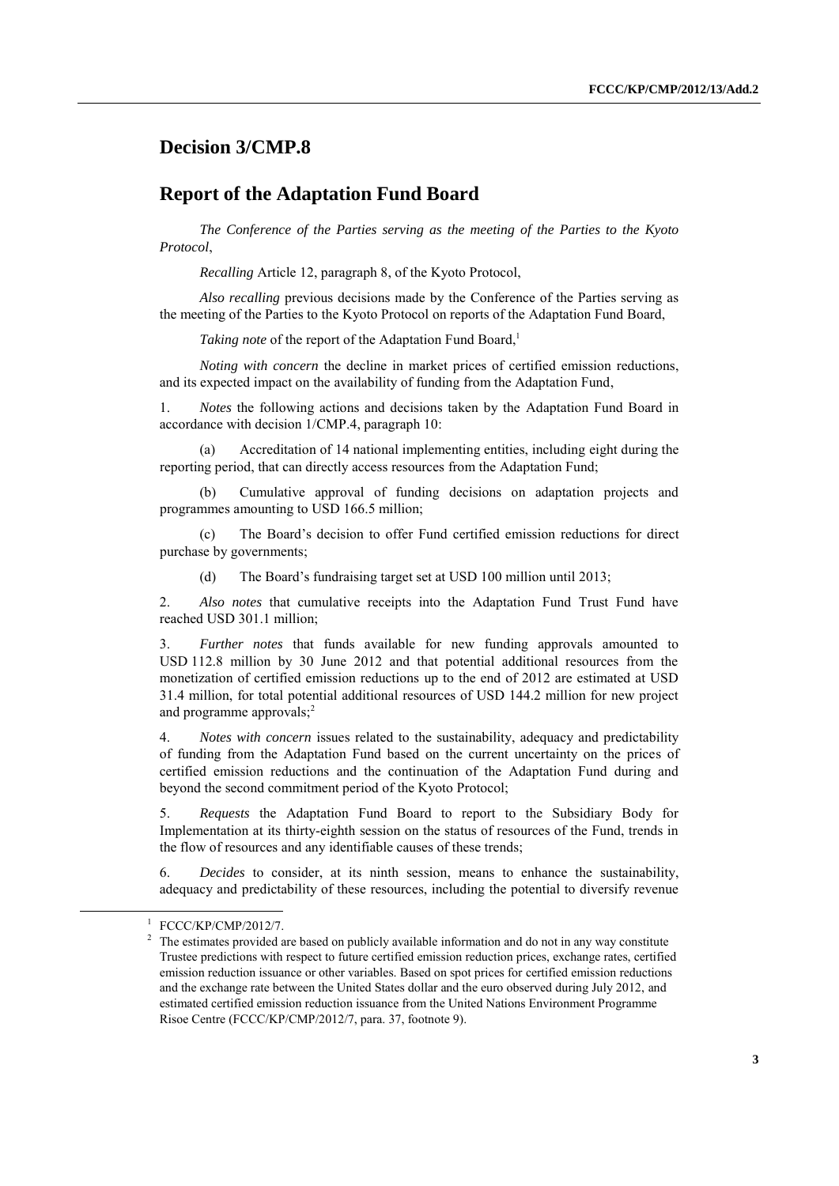# Decision 3/CMP.8

# Report of the Adaptation Fund Board

*The Conference of the Parties serving as the meeting of the Parties to the Kyoto Protocol*,

*Recalling* Article 12, paragraph 8, of the Kyoto Protocol,

*Also recalling* previous decisions made by the Conference of the Parties serving as the meeting of the Parties to the Kyoto Protocol on reports of the Adaptation Fund Board,

*Taking note* of the report of the Adaptation Fund Board,[1]

*Noting with concern* the decline in market prices of certified emission reductions, and its expected impact on the availability of funding from the Adaptation Fund,

1. *Notes* the following actions and decisions taken by the Adaptation Fund Board in accordance with decision 1/CMP.4, paragraph 10:

(a) Accreditation of 14 national implementing entities, including eight during the reporting period, that can directly access resources from the Adaptation Fund;

(b) Cumulative approval of funding decisions on adaptation projects and programmes amounting to USD 166.5 million;

(c) The Board's decision to offer Fund certified emission reductions for direct purchase by governments;

(d) The Board's fundraising target set at USD 100 million until 2013;

2. *Also notes* that cumulative receipts into the Adaptation Fund Trust Fund have reached USD 301.1 million;

3. *Further notes* that funds available for new funding approvals amounted to USD 112.8 million by 30 June 2012 and that potential additional resources from the monetization of certified emission reductions up to the end of 2012 are estimated at USD 31.4 million, for total potential additional resources of USD 144.2 million for new project and programme approvals;[2]

4. *Notes with concern* issues related to the sustainability, adequacy and predictability of funding from the Adaptation Fund based on the current uncertainty on the prices of certified emission reductions and the continuation of the Adaptation Fund during and beyond the second commitment period of the Kyoto Protocol;

5. *Requests* the Adaptation Fund Board to report to the Subsidiary Body for Implementation at its thirty-eighth session on the status of resources of the Fund, trends in the flow of resources and any identifiable causes of these trends;

6. *Decides* to consider, at its ninth session, means to enhance the sustainability, adequacy and predictability of these resources, including the potential to diversify revenue

---

[1] FCCC/KP/CMP/2012/7.

[2] The estimates provided are based on publicly available information and do not in any way constitute Trustee predictions with respect to future certified emission reduction prices, exchange rates, certified emission reduction issuance or other variables. Based on spot prices for certified emission reductions and the exchange rate between the United States dollar and the euro observed during July 2012, and estimated certified emission reduction issuance from the United Nations Environment Programme Risoe Centre (FCCC/KP/CMP/2012/7, para. 37, footnote 9).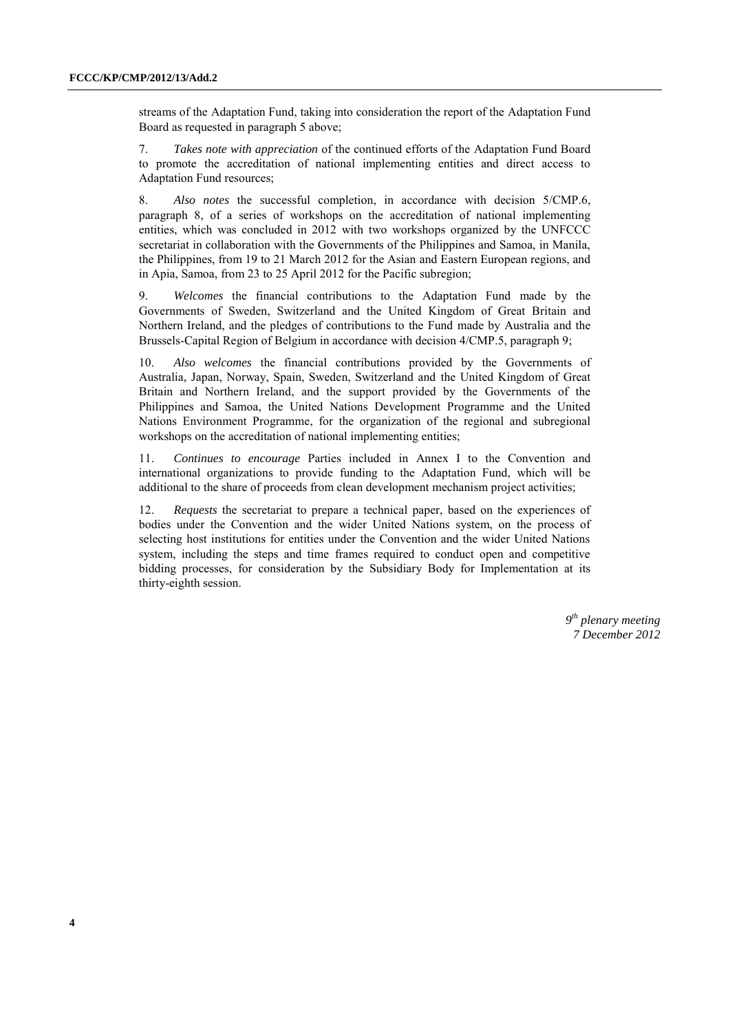streams of the Adaptation Fund, taking into consideration the report of the Adaptation Fund Board as requested in paragraph 5 above;

7. *Takes note with appreciation* of the continued efforts of the Adaptation Fund Board to promote the accreditation of national implementing entities and direct access to Adaptation Fund resources;

8. *Also notes* the successful completion, in accordance with decision 5/CMP.6, paragraph 8, of a series of workshops on the accreditation of national implementing entities, which was concluded in 2012 with two workshops organized by the UNFCCC secretariat in collaboration with the Governments of the Philippines and Samoa, in Manila, the Philippines, from 19 to 21 March 2012 for the Asian and Eastern European regions, and in Apia, Samoa, from 23 to 25 April 2012 for the Pacific subregion;

9. *Welcomes* the financial contributions to the Adaptation Fund made by the Governments of Sweden, Switzerland and the United Kingdom of Great Britain and Northern Ireland, and the pledges of contributions to the Fund made by Australia and the Brussels-Capital Region of Belgium in accordance with decision 4/CMP.5, paragraph 9;

10. *Also welcomes* the financial contributions provided by the Governments of Australia, Japan, Norway, Spain, Sweden, Switzerland and the United Kingdom of Great Britain and Northern Ireland, and the support provided by the Governments of the Philippines and Samoa, the United Nations Development Programme and the United Nations Environment Programme, for the organization of the regional and subregional workshops on the accreditation of national implementing entities;

11. *Continues to encourage* Parties included in Annex I to the Convention and international organizations to provide funding to the Adaptation Fund, which will be additional to the share of proceeds from clean development mechanism project activities;

12. *Requests* the secretariat to prepare a technical paper, based on the experiences of bodies under the Convention and the wider United Nations system, on the process of selecting host institutions for entities under the Convention and the wider United Nations system, including the steps and time frames required to conduct open and competitive bidding processes, for consideration by the Subsidiary Body for Implementation at its thirty-eighth session.

*9th plenary meeting*
*7 December 2012*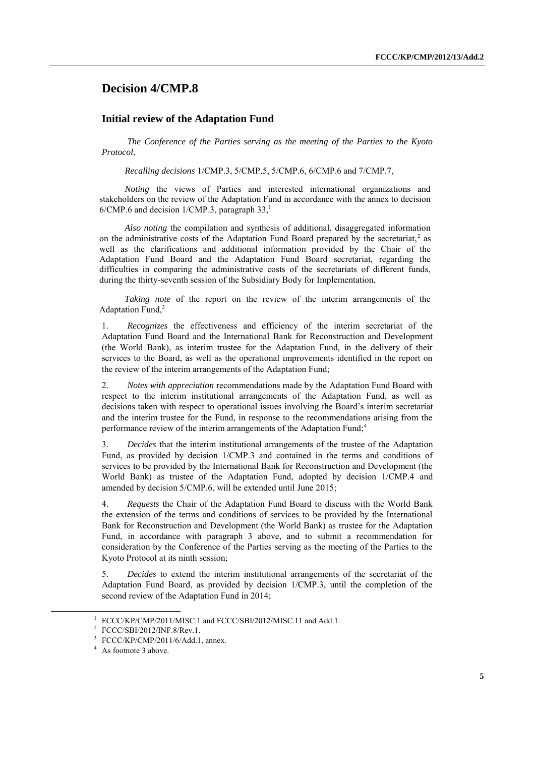# Decision 4/CMP.8

## Initial review of the Adaptation Fund

*The Conference of the Parties serving as the meeting of the Parties to the Kyoto Protocol*,

*Recalling decisions* 1/CMP.3, 5/CMP.5, 5/CMP.6, 6/CMP.6 and 7/CMP.7,

*Noting* the views of Parties and interested international organizations and stakeholders on the review of the Adaptation Fund in accordance with the annex to decision 6/CMP.6 and decision 1/CMP.3, paragraph 33,[1]

*Also noting* the compilation and synthesis of additional, disaggregated information on the administrative costs of the Adaptation Fund Board prepared by the secretariat,[2] as well as the clarifications and additional information provided by the Chair of the Adaptation Fund Board and the Adaptation Fund Board secretariat, regarding the difficulties in comparing the administrative costs of the secretariats of different funds, during the thirty-seventh session of the Subsidiary Body for Implementation,

*Taking note* of the report on the review of the interim arrangements of the Adaptation Fund,[3]

1. *Recognizes* the effectiveness and efficiency of the interim secretariat of the Adaptation Fund Board and the International Bank for Reconstruction and Development (the World Bank), as interim trustee for the Adaptation Fund, in the delivery of their services to the Board, as well as the operational improvements identified in the report on the review of the interim arrangements of the Adaptation Fund;

2. *Notes with appreciation* recommendations made by the Adaptation Fund Board with respect to the interim institutional arrangements of the Adaptation Fund, as well as decisions taken with respect to operational issues involving the Board's interim secretariat and the interim trustee for the Fund, in response to the recommendations arising from the performance review of the interim arrangements of the Adaptation Fund;[4]

3. *Decides* that the interim institutional arrangements of the trustee of the Adaptation Fund, as provided by decision 1/CMP.3 and contained in the terms and conditions of services to be provided by the International Bank for Reconstruction and Development (the World Bank) as trustee of the Adaptation Fund, adopted by decision 1/CMP.4 and amended by decision 5/CMP.6, will be extended until June 2015;

4. *Requests* the Chair of the Adaptation Fund Board to discuss with the World Bank the extension of the terms and conditions of services to be provided by the International Bank for Reconstruction and Development (the World Bank) as trustee for the Adaptation Fund, in accordance with paragraph 3 above, and to submit a recommendation for consideration by the Conference of the Parties serving as the meeting of the Parties to the Kyoto Protocol at its ninth session;

5. *Decides* to extend the interim institutional arrangements of the secretariat of the Adaptation Fund Board, as provided by decision 1/CMP.3, until the completion of the second review of the Adaptation Fund in 2014;

---

[1] FCCC/KP/CMP/2011/MISC.1 and FCCC/SBI/2012/MISC.11 and Add.1.

[2] FCCC/SBI/2012/INF.8/Rev.1.

[3] FCCC/KP/CMP/2011/6/Add.1, annex.

[4] As footnote 3 above.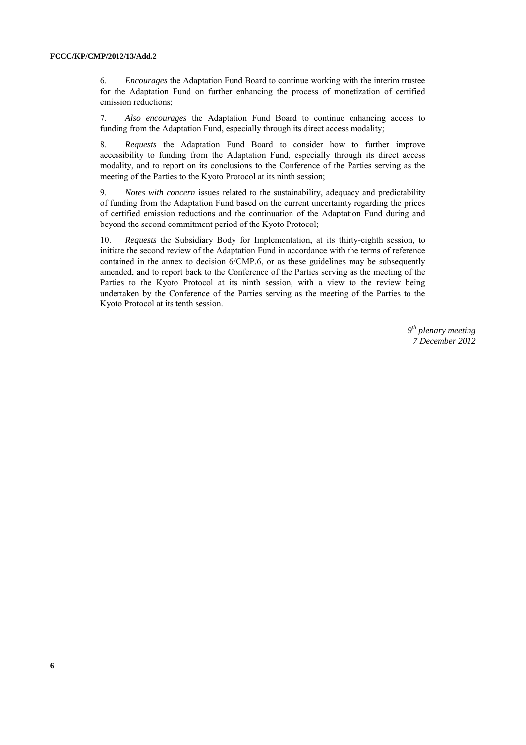6. *Encourages* the Adaptation Fund Board to continue working with the interim trustee for the Adaptation Fund on further enhancing the process of monetization of certified emission reductions;

7. *Also encourages* the Adaptation Fund Board to continue enhancing access to funding from the Adaptation Fund, especially through its direct access modality;

8. *Requests* the Adaptation Fund Board to consider how to further improve accessibility to funding from the Adaptation Fund, especially through its direct access modality, and to report on its conclusions to the Conference of the Parties serving as the meeting of the Parties to the Kyoto Protocol at its ninth session;

9. *Notes with concern* issues related to the sustainability, adequacy and predictability of funding from the Adaptation Fund based on the current uncertainty regarding the prices of certified emission reductions and the continuation of the Adaptation Fund during and beyond the second commitment period of the Kyoto Protocol;

10. *Requests* the Subsidiary Body for Implementation, at its thirty-eighth session, to initiate the second review of the Adaptation Fund in accordance with the terms of reference contained in the annex to decision 6/CMP.6, or as these guidelines may be subsequently amended, and to report back to the Conference of the Parties serving as the meeting of the Parties to the Kyoto Protocol at its ninth session, with a view to the review being undertaken by the Conference of the Parties serving as the meeting of the Parties to the Kyoto Protocol at its tenth session.

*9th plenary meeting*
*7 December 2012*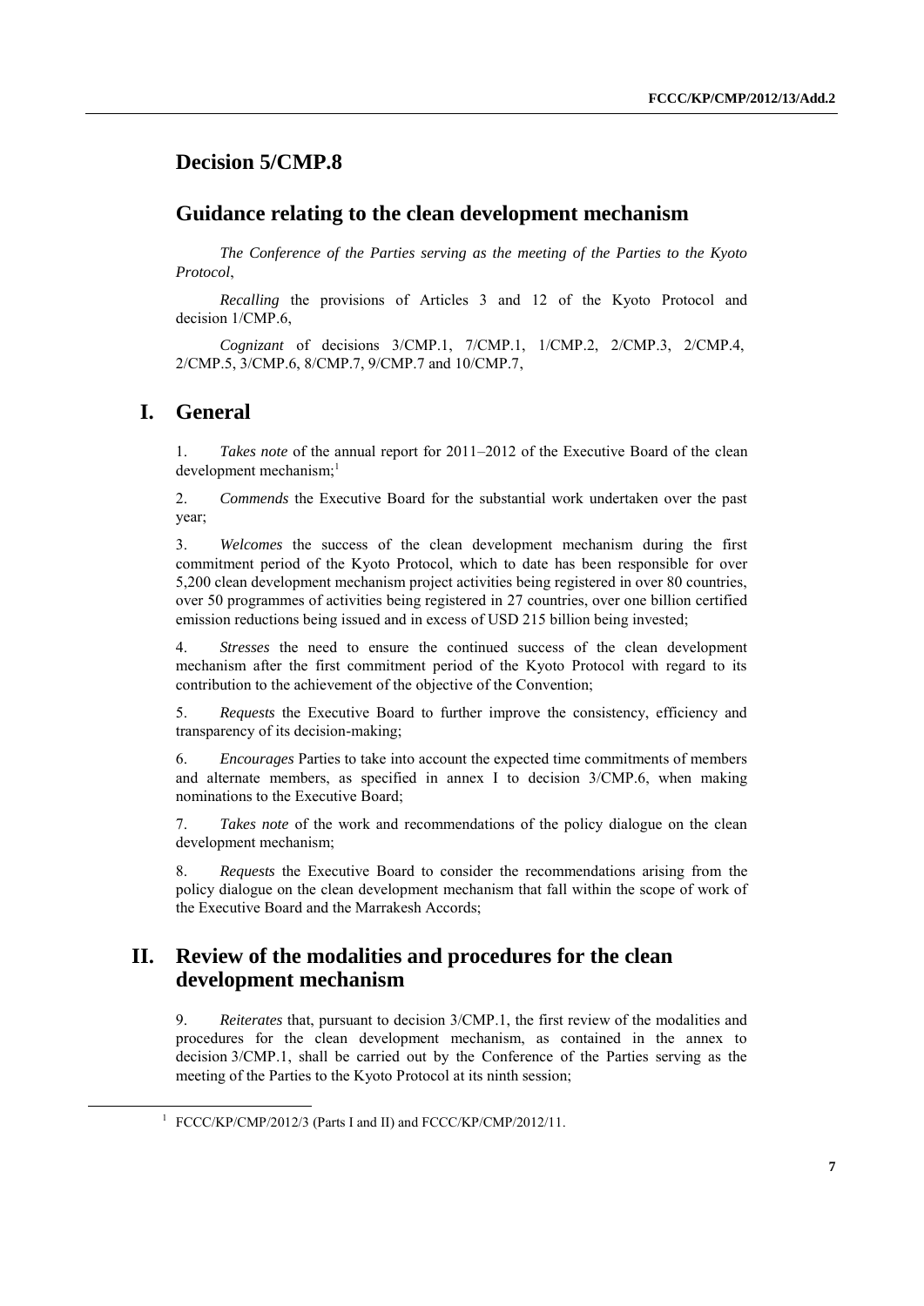# Decision 5/CMP.8

## Guidance relating to the clean development mechanism

*The Conference of the Parties serving as the meeting of the Parties to the Kyoto Protocol*,

*Recalling* the provisions of Articles 3 and 12 of the Kyoto Protocol and decision 1/CMP.6,

*Cognizant* of decisions 3/CMP.1, 7/CMP.1, 1/CMP.2, 2/CMP.3, 2/CMP.4, 2/CMP.5, 3/CMP.6, 8/CMP.7, 9/CMP.7 and 10/CMP.7,

## I. General

1. *Takes note* of the annual report for 2011–2012 of the Executive Board of the clean development mechanism;[1]

2. *Commends* the Executive Board for the substantial work undertaken over the past year;

3. *Welcomes* the success of the clean development mechanism during the first commitment period of the Kyoto Protocol, which to date has been responsible for over 5,200 clean development mechanism project activities being registered in over 80 countries, over 50 programmes of activities being registered in 27 countries, over one billion certified emission reductions being issued and in excess of USD 215 billion being invested;

4. *Stresses* the need to ensure the continued success of the clean development mechanism after the first commitment period of the Kyoto Protocol with regard to its contribution to the achievement of the objective of the Convention;

5. *Requests* the Executive Board to further improve the consistency, efficiency and transparency of its decision-making;

6. *Encourages* Parties to take into account the expected time commitments of members and alternate members, as specified in annex I to decision 3/CMP.6, when making nominations to the Executive Board;

7. *Takes note* of the work and recommendations of the policy dialogue on the clean development mechanism;

8. *Requests* the Executive Board to consider the recommendations arising from the policy dialogue on the clean development mechanism that fall within the scope of work of the Executive Board and the Marrakesh Accords;

## II. Review of the modalities and procedures for the clean development mechanism

9. *Reiterates* that, pursuant to decision 3/CMP.1, the first review of the modalities and procedures for the clean development mechanism, as contained in the annex to decision 3/CMP.1, shall be carried out by the Conference of the Parties serving as the meeting of the Parties to the Kyoto Protocol at its ninth session;

[1] FCCC/KP/CMP/2012/3 (Parts I and II) and FCCC/KP/CMP/2012/11.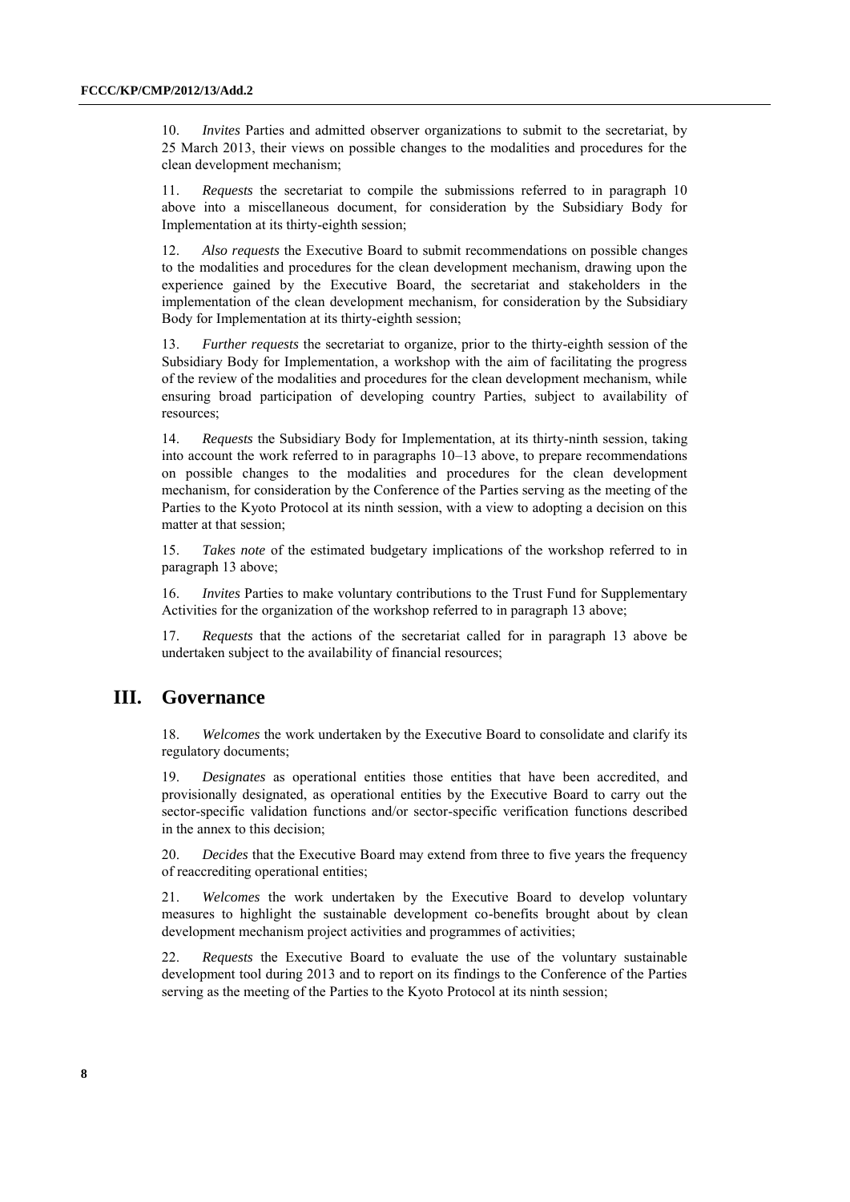10. *Invites* Parties and admitted observer organizations to submit to the secretariat, by 25 March 2013, their views on possible changes to the modalities and procedures for the clean development mechanism;

11. *Requests* the secretariat to compile the submissions referred to in paragraph 10 above into a miscellaneous document, for consideration by the Subsidiary Body for Implementation at its thirty-eighth session;

12. *Also requests* the Executive Board to submit recommendations on possible changes to the modalities and procedures for the clean development mechanism, drawing upon the experience gained by the Executive Board, the secretariat and stakeholders in the implementation of the clean development mechanism, for consideration by the Subsidiary Body for Implementation at its thirty-eighth session;

13. *Further requests* the secretariat to organize, prior to the thirty-eighth session of the Subsidiary Body for Implementation, a workshop with the aim of facilitating the progress of the review of the modalities and procedures for the clean development mechanism, while ensuring broad participation of developing country Parties, subject to availability of resources;

14. *Requests* the Subsidiary Body for Implementation, at its thirty-ninth session, taking into account the work referred to in paragraphs 10–13 above, to prepare recommendations on possible changes to the modalities and procedures for the clean development mechanism, for consideration by the Conference of the Parties serving as the meeting of the Parties to the Kyoto Protocol at its ninth session, with a view to adopting a decision on this matter at that session;

15. *Takes note* of the estimated budgetary implications of the workshop referred to in paragraph 13 above;

16. *Invites* Parties to make voluntary contributions to the Trust Fund for Supplementary Activities for the organization of the workshop referred to in paragraph 13 above;

17. *Requests* that the actions of the secretariat called for in paragraph 13 above be undertaken subject to the availability of financial resources;

## III. Governance

18. *Welcomes* the work undertaken by the Executive Board to consolidate and clarify its regulatory documents;

19. *Designates* as operational entities those entities that have been accredited, and provisionally designated, as operational entities by the Executive Board to carry out the sector-specific validation functions and/or sector-specific verification functions described in the annex to this decision;

20. *Decides* that the Executive Board may extend from three to five years the frequency of reaccrediting operational entities;

21. *Welcomes* the work undertaken by the Executive Board to develop voluntary measures to highlight the sustainable development co-benefits brought about by clean development mechanism project activities and programmes of activities;

22. *Requests* the Executive Board to evaluate the use of the voluntary sustainable development tool during 2013 and to report on its findings to the Conference of the Parties serving as the meeting of the Parties to the Kyoto Protocol at its ninth session;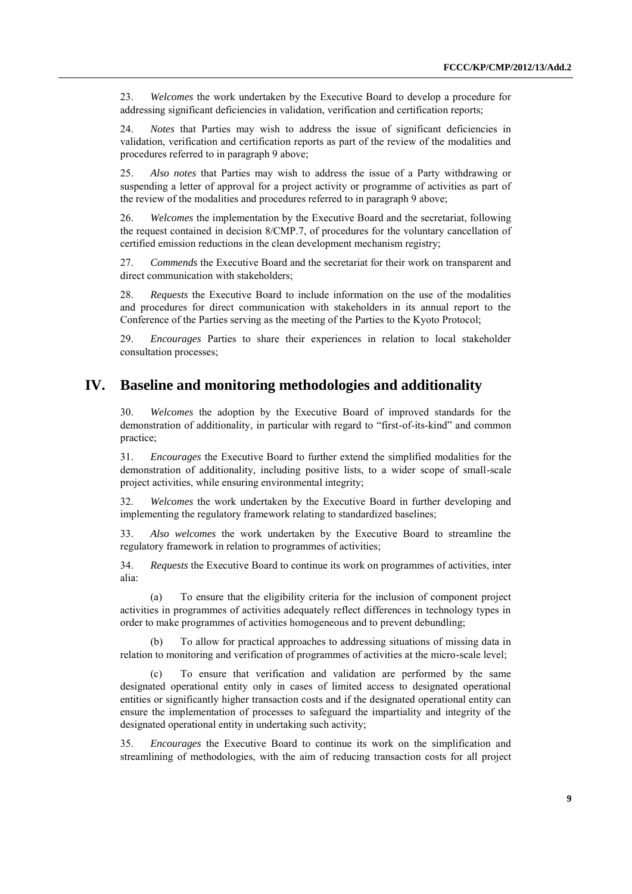23. *Welcomes* the work undertaken by the Executive Board to develop a procedure for addressing significant deficiencies in validation, verification and certification reports;

24. *Notes* that Parties may wish to address the issue of significant deficiencies in validation, verification and certification reports as part of the review of the modalities and procedures referred to in paragraph 9 above;

25. *Also notes* that Parties may wish to address the issue of a Party withdrawing or suspending a letter of approval for a project activity or programme of activities as part of the review of the modalities and procedures referred to in paragraph 9 above;

26. *Welcomes* the implementation by the Executive Board and the secretariat, following the request contained in decision 8/CMP.7, of procedures for the voluntary cancellation of certified emission reductions in the clean development mechanism registry;

27. *Commends* the Executive Board and the secretariat for their work on transparent and direct communication with stakeholders;

28. *Requests* the Executive Board to include information on the use of the modalities and procedures for direct communication with stakeholders in its annual report to the Conference of the Parties serving as the meeting of the Parties to the Kyoto Protocol;

29. *Encourages* Parties to share their experiences in relation to local stakeholder consultation processes;

## IV. Baseline and monitoring methodologies and additionality

30. *Welcomes* the adoption by the Executive Board of improved standards for the demonstration of additionality, in particular with regard to "first-of-its-kind" and common practice;

31. *Encourages* the Executive Board to further extend the simplified modalities for the demonstration of additionality, including positive lists, to a wider scope of small-scale project activities, while ensuring environmental integrity;

32. *Welcomes* the work undertaken by the Executive Board in further developing and implementing the regulatory framework relating to standardized baselines;

33. *Also welcomes* the work undertaken by the Executive Board to streamline the regulatory framework in relation to programmes of activities;

34. *Requests* the Executive Board to continue its work on programmes of activities, inter alia:

(a) To ensure that the eligibility criteria for the inclusion of component project activities in programmes of activities adequately reflect differences in technology types in order to make programmes of activities homogeneous and to prevent debundling;

(b) To allow for practical approaches to addressing situations of missing data in relation to monitoring and verification of programmes of activities at the micro-scale level;

(c) To ensure that verification and validation are performed by the same designated operational entity only in cases of limited access to designated operational entities or significantly higher transaction costs and if the designated operational entity can ensure the implementation of processes to safeguard the impartiality and integrity of the designated operational entity in undertaking such activity;

35. *Encourages* the Executive Board to continue its work on the simplification and streamlining of methodologies, with the aim of reducing transaction costs for all project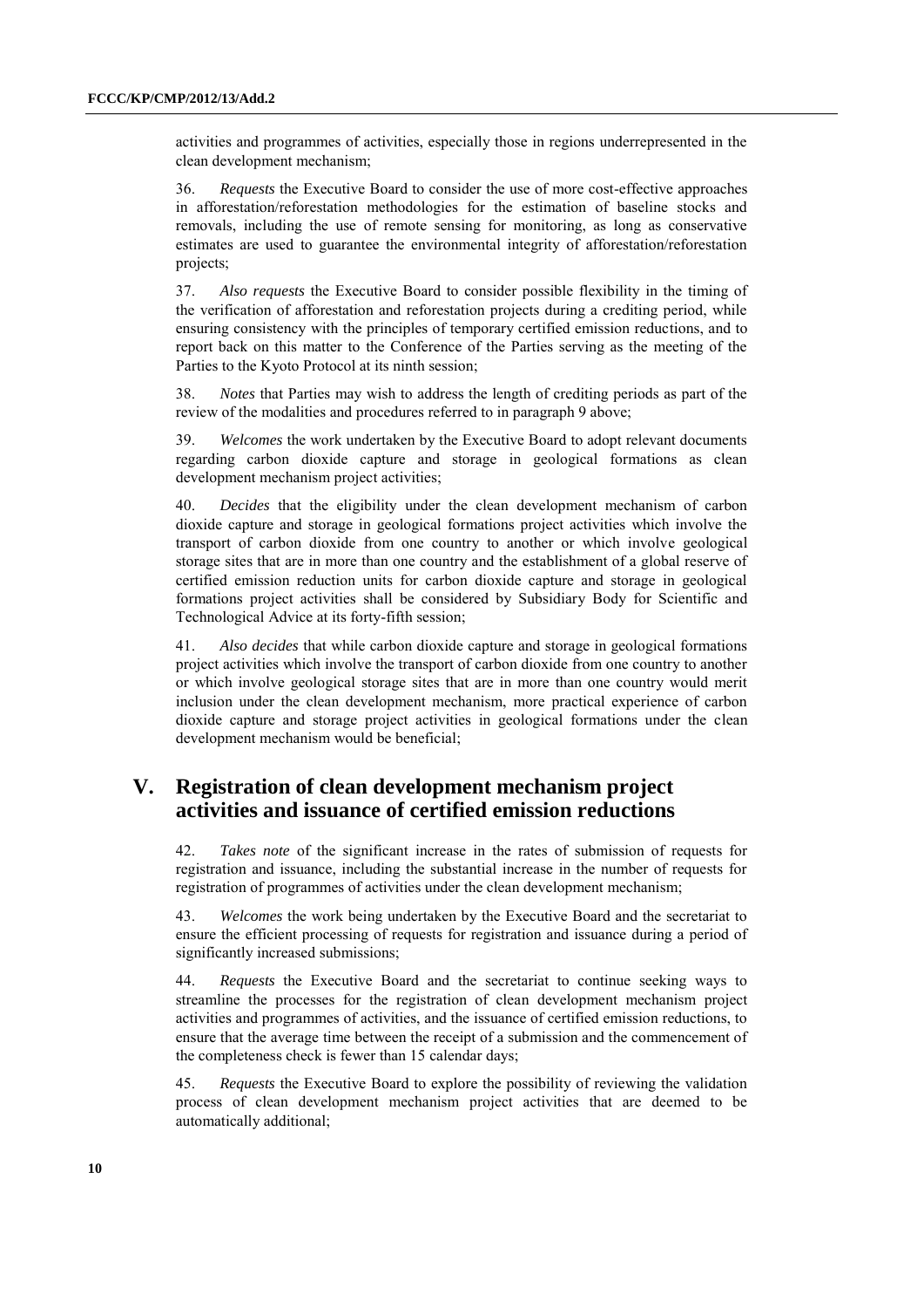activities and programmes of activities, especially those in regions underrepresented in the clean development mechanism;

36. *Requests* the Executive Board to consider the use of more cost-effective approaches in afforestation/reforestation methodologies for the estimation of baseline stocks and removals, including the use of remote sensing for monitoring, as long as conservative estimates are used to guarantee the environmental integrity of afforestation/reforestation projects;

37. *Also requests* the Executive Board to consider possible flexibility in the timing of the verification of afforestation and reforestation projects during a crediting period, while ensuring consistency with the principles of temporary certified emission reductions, and to report back on this matter to the Conference of the Parties serving as the meeting of the Parties to the Kyoto Protocol at its ninth session;

38. *Notes* that Parties may wish to address the length of crediting periods as part of the review of the modalities and procedures referred to in paragraph 9 above;

39. *Welcomes* the work undertaken by the Executive Board to adopt relevant documents regarding carbon dioxide capture and storage in geological formations as clean development mechanism project activities;

40. *Decides* that the eligibility under the clean development mechanism of carbon dioxide capture and storage in geological formations project activities which involve the transport of carbon dioxide from one country to another or which involve geological storage sites that are in more than one country and the establishment of a global reserve of certified emission reduction units for carbon dioxide capture and storage in geological formations project activities shall be considered by Subsidiary Body for Scientific and Technological Advice at its forty-fifth session;

41. *Also decides* that while carbon dioxide capture and storage in geological formations project activities which involve the transport of carbon dioxide from one country to another or which involve geological storage sites that are in more than one country would merit inclusion under the clean development mechanism, more practical experience of carbon dioxide capture and storage project activities in geological formations under the clean development mechanism would be beneficial;

## V. Registration of clean development mechanism project activities and issuance of certified emission reductions

42. *Takes note* of the significant increase in the rates of submission of requests for registration and issuance, including the substantial increase in the number of requests for registration of programmes of activities under the clean development mechanism;

43. *Welcomes* the work being undertaken by the Executive Board and the secretariat to ensure the efficient processing of requests for registration and issuance during a period of significantly increased submissions;

44. *Requests* the Executive Board and the secretariat to continue seeking ways to streamline the processes for the registration of clean development mechanism project activities and programmes of activities, and the issuance of certified emission reductions, to ensure that the average time between the receipt of a submission and the commencement of the completeness check is fewer than 15 calendar days;

45. *Requests* the Executive Board to explore the possibility of reviewing the validation process of clean development mechanism project activities that are deemed to be automatically additional;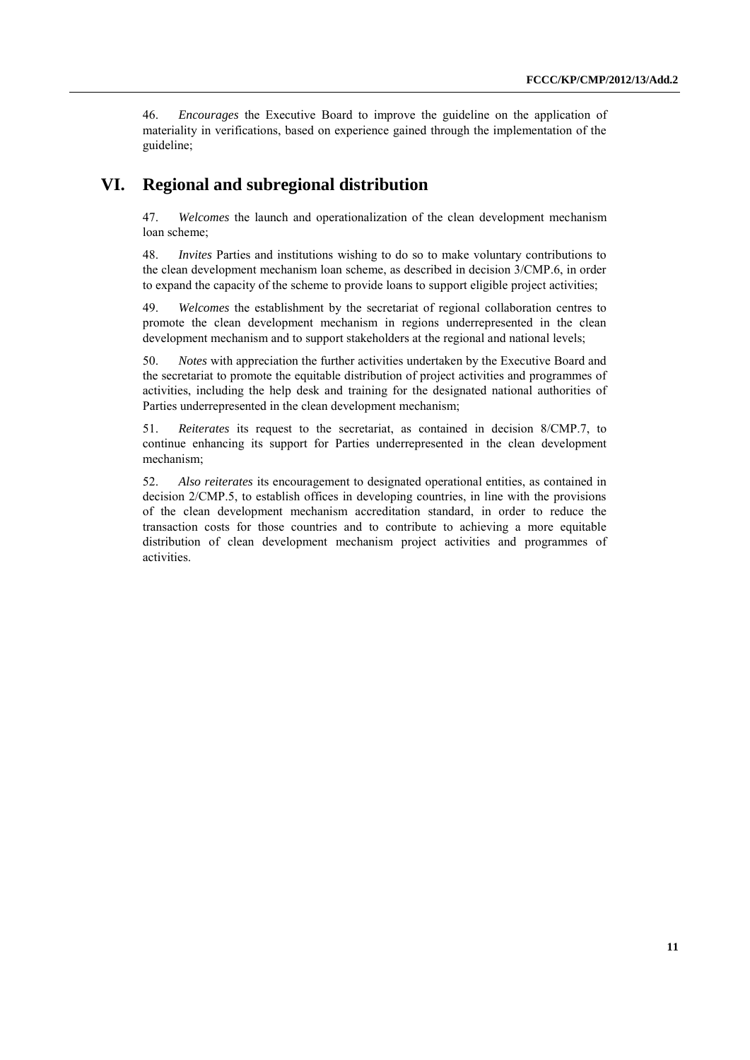46. *Encourages* the Executive Board to improve the guideline on the application of materiality in verifications, based on experience gained through the implementation of the guideline;

# VI. Regional and subregional distribution

47. *Welcomes* the launch and operationalization of the clean development mechanism loan scheme;

48. *Invites* Parties and institutions wishing to do so to make voluntary contributions to the clean development mechanism loan scheme, as described in decision 3/CMP.6, in order to expand the capacity of the scheme to provide loans to support eligible project activities;

49. *Welcomes* the establishment by the secretariat of regional collaboration centres to promote the clean development mechanism in regions underrepresented in the clean development mechanism and to support stakeholders at the regional and national levels;

50. *Notes* with appreciation the further activities undertaken by the Executive Board and the secretariat to promote the equitable distribution of project activities and programmes of activities, including the help desk and training for the designated national authorities of Parties underrepresented in the clean development mechanism;

51. *Reiterates* its request to the secretariat, as contained in decision 8/CMP.7, to continue enhancing its support for Parties underrepresented in the clean development mechanism;

52. *Also reiterates* its encouragement to designated operational entities, as contained in decision 2/CMP.5, to establish offices in developing countries, in line with the provisions of the clean development mechanism accreditation standard, in order to reduce the transaction costs for those countries and to contribute to achieving a more equitable distribution of clean development mechanism project activities and programmes of activities.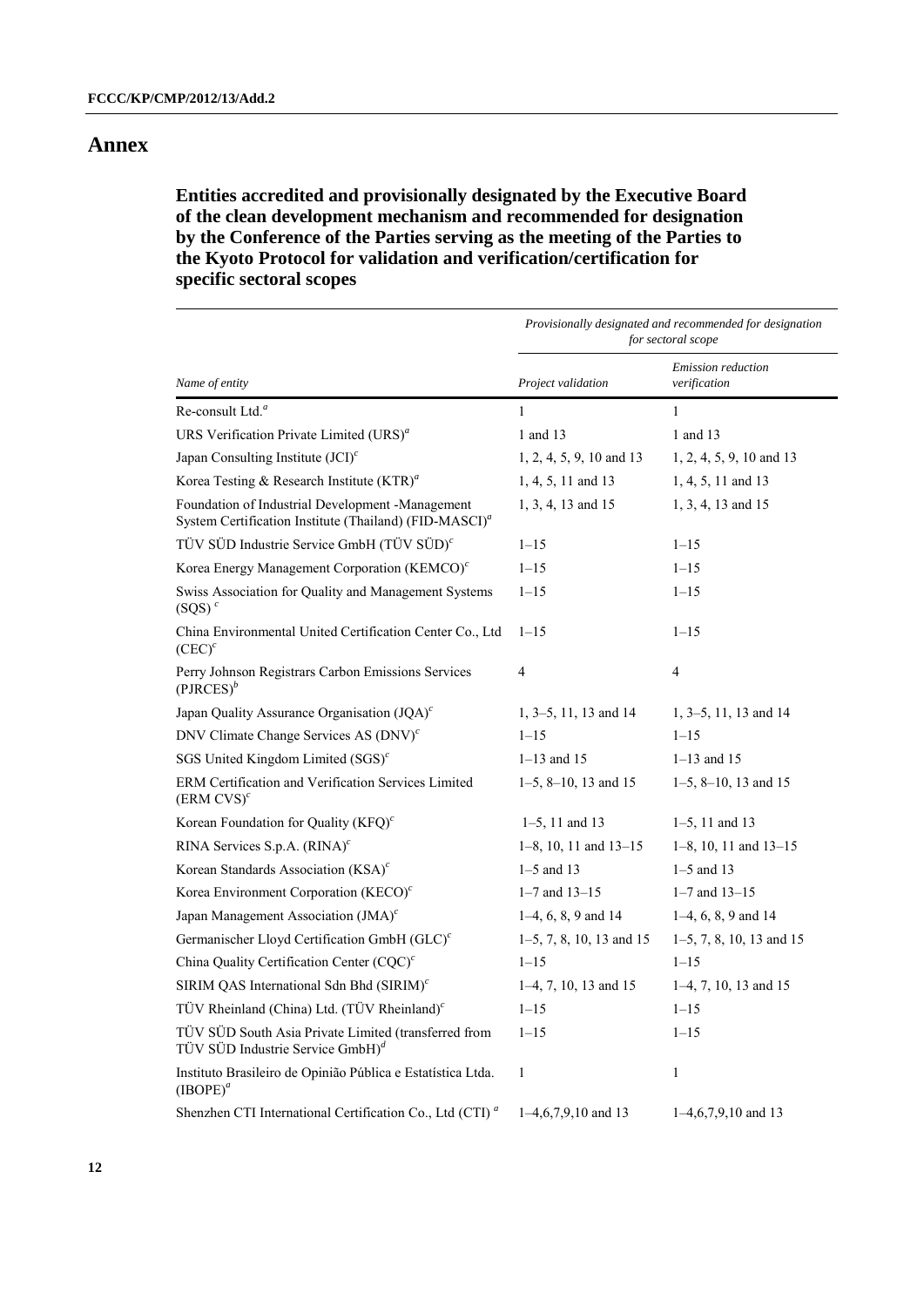# Annex

## Entities accredited and provisionally designated by the Executive Board of the clean development mechanism and recommended for designation by the Conference of the Parties serving as the meeting of the Parties to the Kyoto Protocol for validation and verification/certification for specific sectoral scopes

| | *Provisionally designated and recommended for designation for sectoral scope* | |
|---|---|---|
| *Name of entity* | *Project validation* | *Emission reduction verification* |
| Re-consult Ltd.[a] | 1 | 1 |
| URS Verification Private Limited (URS)[a] | 1 and 13 | 1 and 13 |
| Japan Consulting Institute (JCI)[c] | 1, 2, 4, 5, 9, 10 and 13 | 1, 2, 4, 5, 9, 10 and 13 |
| Korea Testing & Research Institute (KTR)[a] | 1, 4, 5, 11 and 13 | 1, 4, 5, 11 and 13 |
| Foundation of Industrial Development -Management System Certification Institute (Thailand) (FID-MASCI)[a] | 1, 3, 4, 13 and 15 | 1, 3, 4, 13 and 15 |
| TÜV SÜD Industrie Service GmbH (TÜV SÜD)[c] | 1–15 | 1–15 |
| Korea Energy Management Corporation (KEMCO)[c] | 1–15 | 1–15 |
| Swiss Association for Quality and Management Systems (SQS)[c] | 1–15 | 1–15 |
| China Environmental United Certification Center Co., Ltd (CEC)[c] | 1–15 | 1–15 |
| Perry Johnson Registrars Carbon Emissions Services (PJRCES)[b] | 4 | 4 |
| Japan Quality Assurance Organisation (JQA)[c] | 1, 3–5, 11, 13 and 14 | 1, 3–5, 11, 13 and 14 |
| DNV Climate Change Services AS (DNV)[c] | 1–15 | 1–15 |
| SGS United Kingdom Limited (SGS)[c] | 1–13 and 15 | 1–13 and 15 |
| ERM Certification and Verification Services Limited (ERM CVS)[c] | 1–5, 8–10, 13 and 15 | 1–5, 8–10, 13 and 15 |
| Korean Foundation for Quality (KFQ)[c] | 1–5, 11 and 13 | 1–5, 11 and 13 |
| RINA Services S.p.A. (RINA)[c] | 1–8, 10, 11 and 13–15 | 1–8, 10, 11 and 13–15 |
| Korean Standards Association (KSA)[c] | 1–5 and 13 | 1–5 and 13 |
| Korea Environment Corporation (KECO)[c] | 1–7 and 13–15 | 1–7 and 13–15 |
| Japan Management Association (JMA)[c] | 1–4, 6, 8, 9 and 14 | 1–4, 6, 8, 9 and 14 |
| Germanischer Lloyd Certification GmbH (GLC)[c] | 1–5, 7, 8, 10, 13 and 15 | 1–5, 7, 8, 10, 13 and 15 |
| China Quality Certification Center (CQC)[c] | 1–15 | 1–15 |
| SIRIM QAS International Sdn Bhd (SIRIM)[c] | 1–4, 7, 10, 13 and 15 | 1–4, 7, 10, 13 and 15 |
| TÜV Rheinland (China) Ltd. (TÜV Rheinland)[c] | 1–15 | 1–15 |
| TÜV SÜD South Asia Private Limited (transferred from TÜV SÜD Industrie Service GmbH)[d] | 1–15 | 1–15 |
| Instituto Brasileiro de Opinião Pública e Estatística Ltda. (IBOPE)[a] | 1 | 1 |
| Shenzhen CTI International Certification Co., Ltd (CTI)[a] | 1–4,6,7,9,10 and 13 | 1–4,6,7,9,10 and 13 |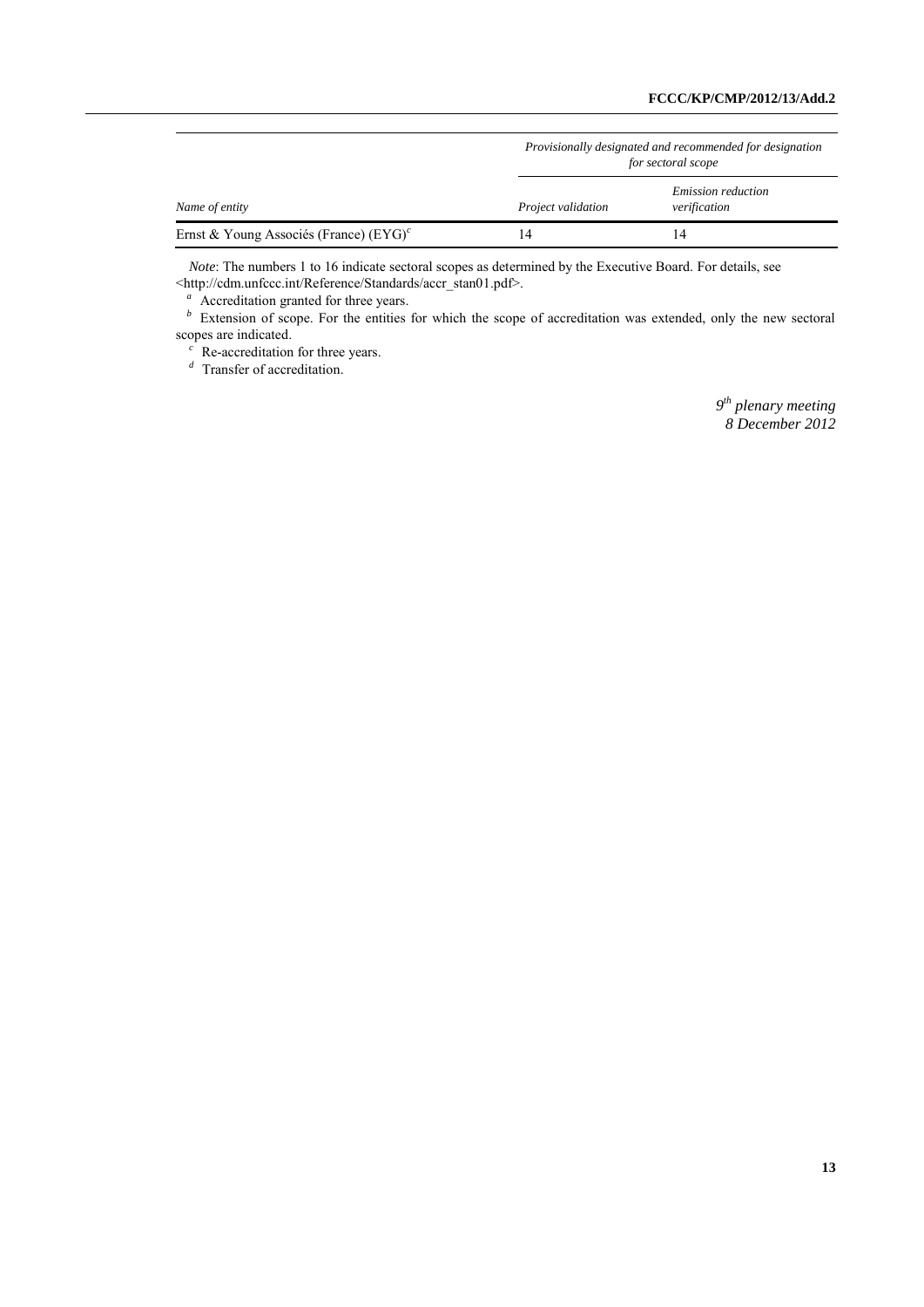| Name of entity | *Provisionally designated and recommended for designation for sectoral scope* | |
|---|---|---|
| | *Project validation* | *Emission reduction verification* |
| Ernst & Young Associés (France) (EYG)[c] | 14 | 14 |

*Note*: The numbers 1 to 16 indicate sectoral scopes as determined by the Executive Board. For details, see <http://cdm.unfccc.int/Reference/Standards/accr_stan01.pdf>.

[a] Accreditation granted for three years.

[b] Extension of scope. For the entities for which the scope of accreditation was extended, only the new sectoral scopes are indicated.

[c] Re-accreditation for three years.

[d] Transfer of accreditation.

*9th plenary meeting*
*8 December 2012*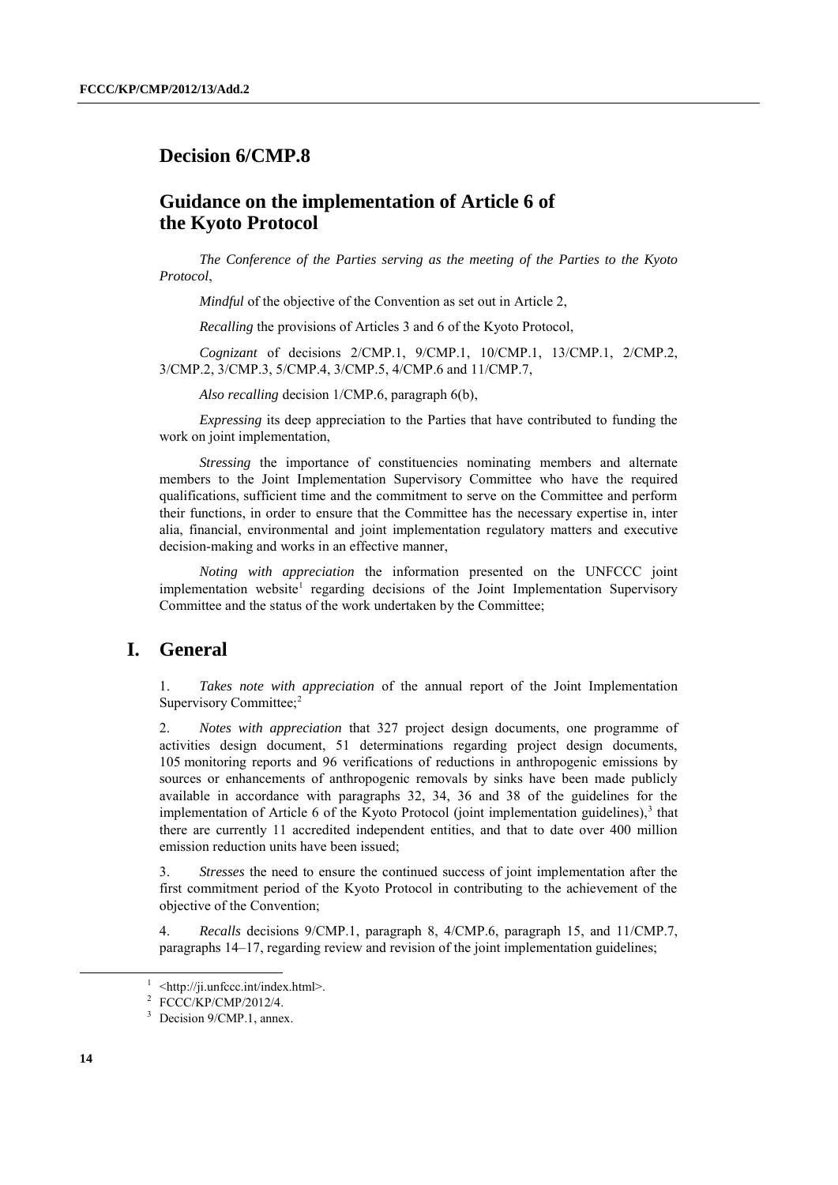# Decision 6/CMP.8

# Guidance on the implementation of Article 6 of the Kyoto Protocol

*The Conference of the Parties serving as the meeting of the Parties to the Kyoto Protocol*,

*Mindful* of the objective of the Convention as set out in Article 2,

*Recalling* the provisions of Articles 3 and 6 of the Kyoto Protocol,

*Cognizant* of decisions 2/CMP.1, 9/CMP.1, 10/CMP.1, 13/CMP.1, 2/CMP.2, 3/CMP.2, 3/CMP.3, 5/CMP.4, 3/CMP.5, 4/CMP.6 and 11/CMP.7,

*Also recalling* decision 1/CMP.6, paragraph 6(b),

*Expressing* its deep appreciation to the Parties that have contributed to funding the work on joint implementation,

*Stressing* the importance of constituencies nominating members and alternate members to the Joint Implementation Supervisory Committee who have the required qualifications, sufficient time and the commitment to serve on the Committee and perform their functions, in order to ensure that the Committee has the necessary expertise in, inter alia, financial, environmental and joint implementation regulatory matters and executive decision-making and works in an effective manner,

*Noting with appreciation* the information presented on the UNFCCC joint implementation website[1] regarding decisions of the Joint Implementation Supervisory Committee and the status of the work undertaken by the Committee;

## I. General

1. *Takes note with appreciation* of the annual report of the Joint Implementation Supervisory Committee;[2]

2. *Notes with appreciation* that 327 project design documents, one programme of activities design document, 51 determinations regarding project design documents, 105 monitoring reports and 96 verifications of reductions in anthropogenic emissions by sources or enhancements of anthropogenic removals by sinks have been made publicly available in accordance with paragraphs 32, 34, 36 and 38 of the guidelines for the implementation of Article 6 of the Kyoto Protocol (joint implementation guidelines),[3] that there are currently 11 accredited independent entities, and that to date over 400 million emission reduction units have been issued;

3. *Stresses* the need to ensure the continued success of joint implementation after the first commitment period of the Kyoto Protocol in contributing to the achievement of the objective of the Convention;

4. *Recalls* decisions 9/CMP.1, paragraph 8, 4/CMP.6, paragraph 15, and 11/CMP.7, paragraphs 14–17, regarding review and revision of the joint implementation guidelines;

---

[1] <http://ji.unfccc.int/index.html>.

[2] FCCC/KP/CMP/2012/4.

[3] Decision 9/CMP.1, annex.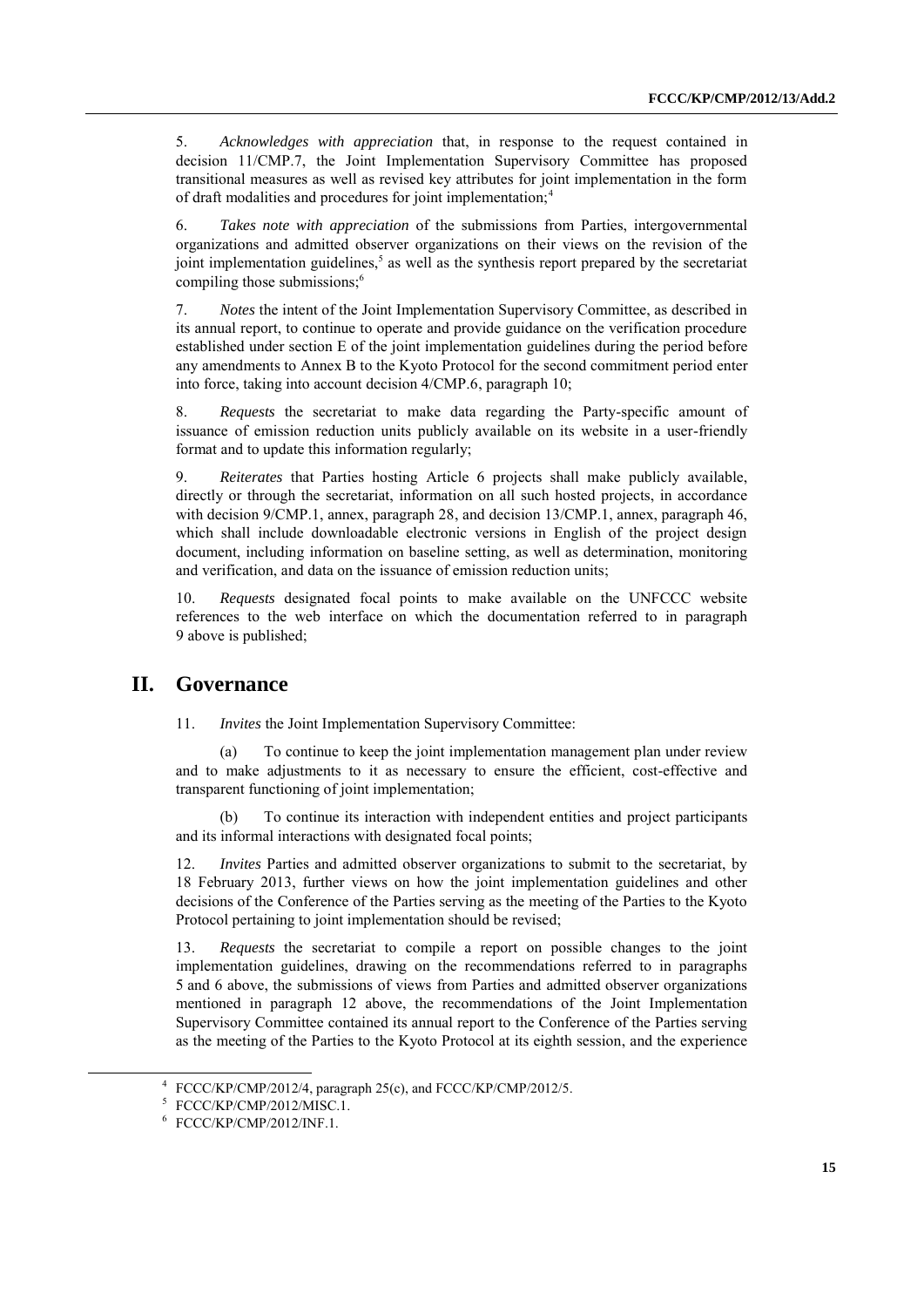5. *Acknowledges with appreciation* that, in response to the request contained in decision 11/CMP.7, the Joint Implementation Supervisory Committee has proposed transitional measures as well as revised key attributes for joint implementation in the form of draft modalities and procedures for joint implementation;[4]

6. *Takes note with appreciation* of the submissions from Parties, intergovernmental organizations and admitted observer organizations on their views on the revision of the joint implementation guidelines,[5] as well as the synthesis report prepared by the secretariat compiling those submissions;[6]

7. *Notes* the intent of the Joint Implementation Supervisory Committee, as described in its annual report, to continue to operate and provide guidance on the verification procedure established under section E of the joint implementation guidelines during the period before any amendments to Annex B to the Kyoto Protocol for the second commitment period enter into force, taking into account decision 4/CMP.6, paragraph 10;

8. *Requests* the secretariat to make data regarding the Party-specific amount of issuance of emission reduction units publicly available on its website in a user-friendly format and to update this information regularly;

9. *Reiterates* that Parties hosting Article 6 projects shall make publicly available, directly or through the secretariat, information on all such hosted projects, in accordance with decision 9/CMP.1, annex, paragraph 28, and decision 13/CMP.1, annex, paragraph 46, which shall include downloadable electronic versions in English of the project design document, including information on baseline setting, as well as determination, monitoring and verification, and data on the issuance of emission reduction units;

10. *Requests* designated focal points to make available on the UNFCCC website references to the web interface on which the documentation referred to in paragraph 9 above is published;

## II. Governance

11. *Invites* the Joint Implementation Supervisory Committee:

(a) To continue to keep the joint implementation management plan under review and to make adjustments to it as necessary to ensure the efficient, cost-effective and transparent functioning of joint implementation;

(b) To continue its interaction with independent entities and project participants and its informal interactions with designated focal points;

12. *Invites* Parties and admitted observer organizations to submit to the secretariat, by 18 February 2013, further views on how the joint implementation guidelines and other decisions of the Conference of the Parties serving as the meeting of the Parties to the Kyoto Protocol pertaining to joint implementation should be revised;

13. *Requests* the secretariat to compile a report on possible changes to the joint implementation guidelines, drawing on the recommendations referred to in paragraphs 5 and 6 above, the submissions of views from Parties and admitted observer organizations mentioned in paragraph 12 above, the recommendations of the Joint Implementation Supervisory Committee contained its annual report to the Conference of the Parties serving as the meeting of the Parties to the Kyoto Protocol at its eighth session, and the experience

---

[4] FCCC/KP/CMP/2012/4, paragraph 25(c), and FCCC/KP/CMP/2012/5.

[5] FCCC/KP/CMP/2012/MISC.1.

[6] FCCC/KP/CMP/2012/INF.1.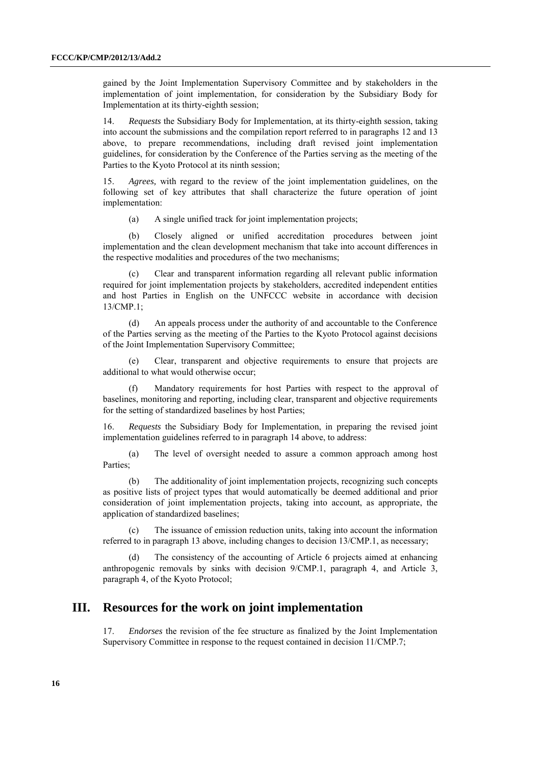gained by the Joint Implementation Supervisory Committee and by stakeholders in the implementation of joint implementation, for consideration by the Subsidiary Body for Implementation at its thirty-eighth session;

14. *Requests* the Subsidiary Body for Implementation, at its thirty-eighth session, taking into account the submissions and the compilation report referred to in paragraphs 12 and 13 above, to prepare recommendations, including draft revised joint implementation guidelines, for consideration by the Conference of the Parties serving as the meeting of the Parties to the Kyoto Protocol at its ninth session;

15. *Agrees,* with regard to the review of the joint implementation guidelines, on the following set of key attributes that shall characterize the future operation of joint implementation:

(a) A single unified track for joint implementation projects;

(b) Closely aligned or unified accreditation procedures between joint implementation and the clean development mechanism that take into account differences in the respective modalities and procedures of the two mechanisms;

(c) Clear and transparent information regarding all relevant public information required for joint implementation projects by stakeholders, accredited independent entities and host Parties in English on the UNFCCC website in accordance with decision 13/CMP.1;

(d) An appeals process under the authority of and accountable to the Conference of the Parties serving as the meeting of the Parties to the Kyoto Protocol against decisions of the Joint Implementation Supervisory Committee;

(e) Clear, transparent and objective requirements to ensure that projects are additional to what would otherwise occur;

(f) Mandatory requirements for host Parties with respect to the approval of baselines, monitoring and reporting, including clear, transparent and objective requirements for the setting of standardized baselines by host Parties;

16. *Requests* the Subsidiary Body for Implementation, in preparing the revised joint implementation guidelines referred to in paragraph 14 above, to address:

(a) The level of oversight needed to assure a common approach among host Parties;

(b) The additionality of joint implementation projects, recognizing such concepts as positive lists of project types that would automatically be deemed additional and prior consideration of joint implementation projects, taking into account, as appropriate, the application of standardized baselines;

(c) The issuance of emission reduction units, taking into account the information referred to in paragraph 13 above, including changes to decision 13/CMP.1, as necessary;

(d) The consistency of the accounting of Article 6 projects aimed at enhancing anthropogenic removals by sinks with decision 9/CMP.1, paragraph 4, and Article 3, paragraph 4, of the Kyoto Protocol;

## III. Resources for the work on joint implementation

17. *Endorses* the revision of the fee structure as finalized by the Joint Implementation Supervisory Committee in response to the request contained in decision 11/CMP.7;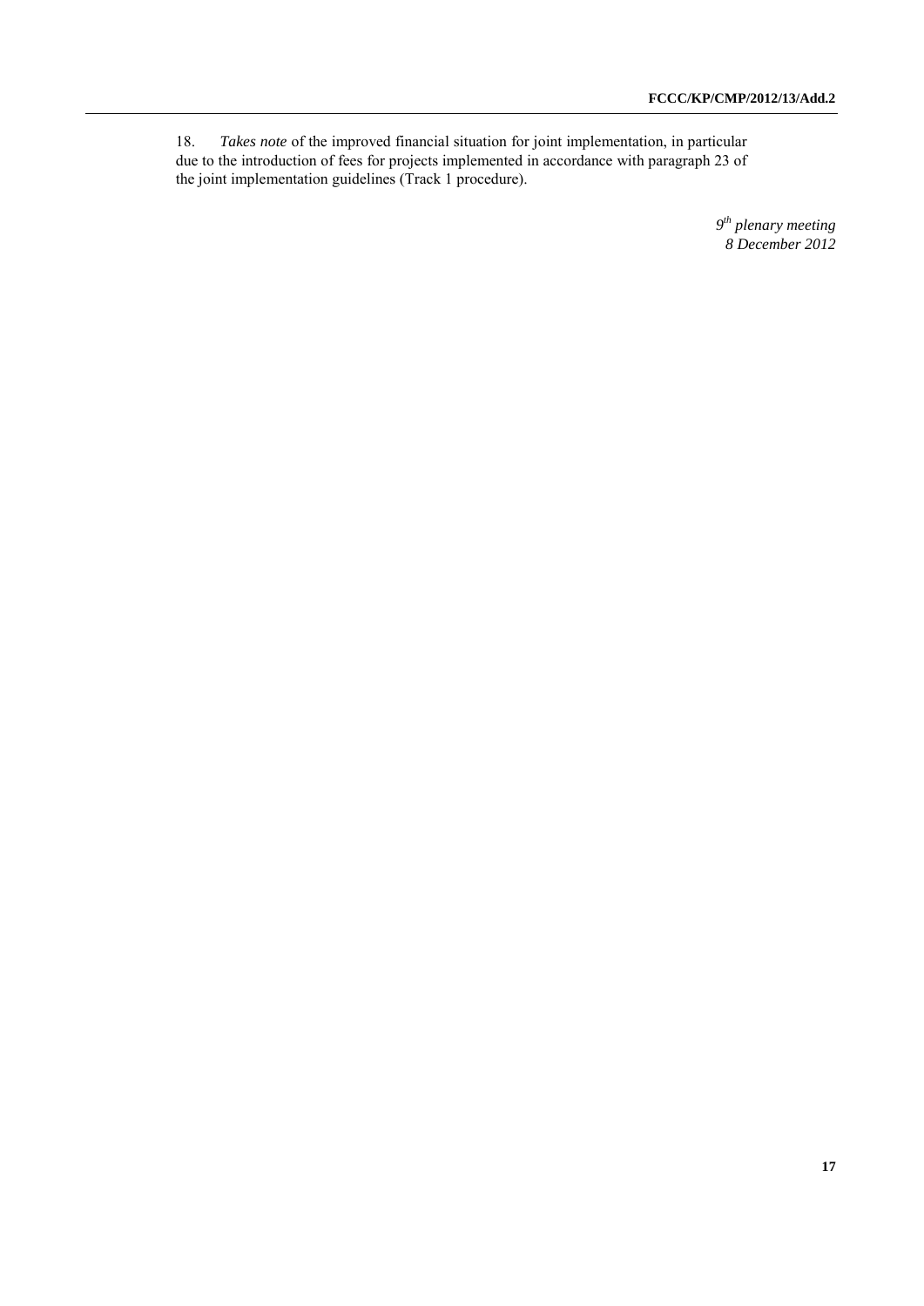18. *Takes note* of the improved financial situation for joint implementation, in particular due to the introduction of fees for projects implemented in accordance with paragraph 23 of the joint implementation guidelines (Track 1 procedure).

*9th plenary meeting*
*8 December 2012*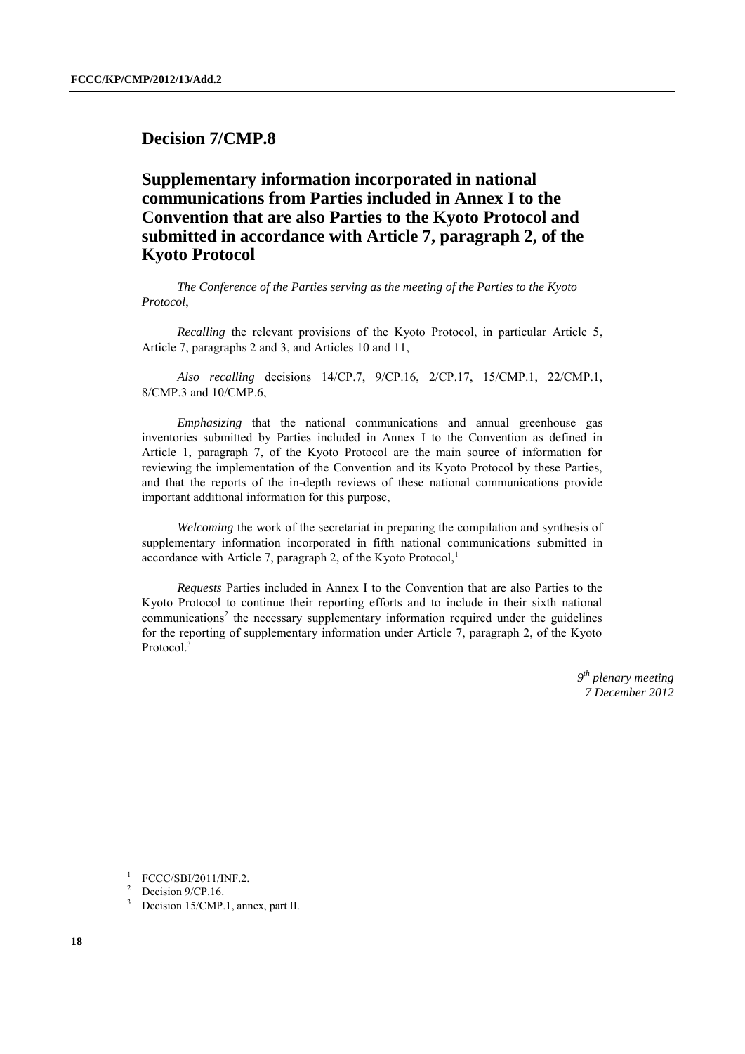# Decision 7/CMP.8

## Supplementary information incorporated in national communications from Parties included in Annex I to the Convention that are also Parties to the Kyoto Protocol and submitted in accordance with Article 7, paragraph 2, of the Kyoto Protocol

*The Conference of the Parties serving as the meeting of the Parties to the Kyoto Protocol*,

*Recalling* the relevant provisions of the Kyoto Protocol, in particular Article 5, Article 7, paragraphs 2 and 3, and Articles 10 and 11,

*Also recalling* decisions 14/CP.7, 9/CP.16, 2/CP.17, 15/CMP.1, 22/CMP.1, 8/CMP.3 and 10/CMP.6,

*Emphasizing* that the national communications and annual greenhouse gas inventories submitted by Parties included in Annex I to the Convention as defined in Article 1, paragraph 7, of the Kyoto Protocol are the main source of information for reviewing the implementation of the Convention and its Kyoto Protocol by these Parties, and that the reports of the in-depth reviews of these national communications provide important additional information for this purpose,

*Welcoming* the work of the secretariat in preparing the compilation and synthesis of supplementary information incorporated in fifth national communications submitted in accordance with Article 7, paragraph 2, of the Kyoto Protocol,[1]

*Requests* Parties included in Annex I to the Convention that are also Parties to the Kyoto Protocol to continue their reporting efforts and to include in their sixth national communications[2] the necessary supplementary information required under the guidelines for the reporting of supplementary information under Article 7, paragraph 2, of the Kyoto Protocol.[3]

*9th plenary meeting*
*7 December 2012*

---

[1] FCCC/SBI/2011/INF.2.

[2] Decision 9/CP.16.

[3] Decision 15/CMP.1, annex, part II.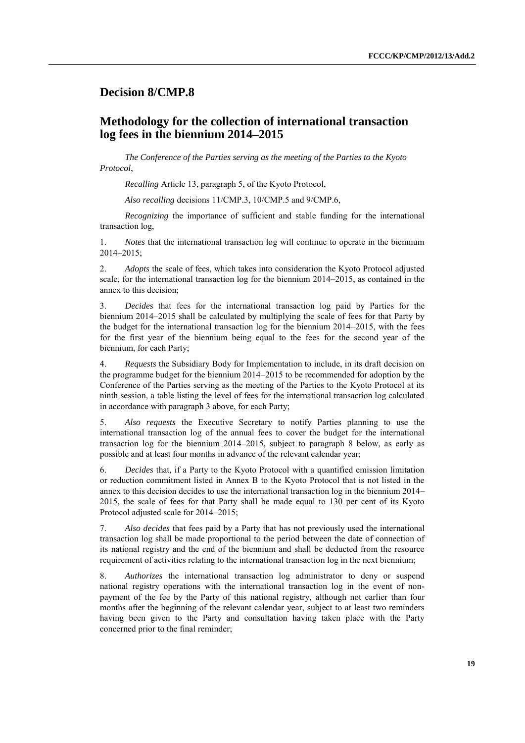## Decision 8/CMP.8

## Methodology for the collection of international transaction log fees in the biennium 2014–2015

*The Conference of the Parties serving as the meeting of the Parties to the Kyoto Protocol*,

*Recalling* Article 13, paragraph 5, of the Kyoto Protocol,

*Also recalling* decisions 11/CMP.3, 10/CMP.5 and 9/CMP.6,

*Recognizing* the importance of sufficient and stable funding for the international transaction log,

1. *Notes* that the international transaction log will continue to operate in the biennium 2014–2015;

2. *Adopts* the scale of fees, which takes into consideration the Kyoto Protocol adjusted scale, for the international transaction log for the biennium 2014–2015, as contained in the annex to this decision;

3. *Decides* that fees for the international transaction log paid by Parties for the biennium 2014–2015 shall be calculated by multiplying the scale of fees for that Party by the budget for the international transaction log for the biennium 2014–2015, with the fees for the first year of the biennium being equal to the fees for the second year of the biennium, for each Party;

4. *Requests* the Subsidiary Body for Implementation to include, in its draft decision on the programme budget for the biennium 2014–2015 to be recommended for adoption by the Conference of the Parties serving as the meeting of the Parties to the Kyoto Protocol at its ninth session, a table listing the level of fees for the international transaction log calculated in accordance with paragraph 3 above, for each Party;

5. *Also requests* the Executive Secretary to notify Parties planning to use the international transaction log of the annual fees to cover the budget for the international transaction log for the biennium 2014–2015, subject to paragraph 8 below, as early as possible and at least four months in advance of the relevant calendar year;

6. *Decides* that, if a Party to the Kyoto Protocol with a quantified emission limitation or reduction commitment listed in Annex B to the Kyoto Protocol that is not listed in the annex to this decision decides to use the international transaction log in the biennium 2014–2015, the scale of fees for that Party shall be made equal to 130 per cent of its Kyoto Protocol adjusted scale for 2014–2015;

7. *Also decides* that fees paid by a Party that has not previously used the international transaction log shall be made proportional to the period between the date of connection of its national registry and the end of the biennium and shall be deducted from the resource requirement of activities relating to the international transaction log in the next biennium;

8. *Authorizes* the international transaction log administrator to deny or suspend national registry operations with the international transaction log in the event of non-payment of the fee by the Party of this national registry, although not earlier than four months after the beginning of the relevant calendar year, subject to at least two reminders having been given to the Party and consultation having taken place with the Party concerned prior to the final reminder;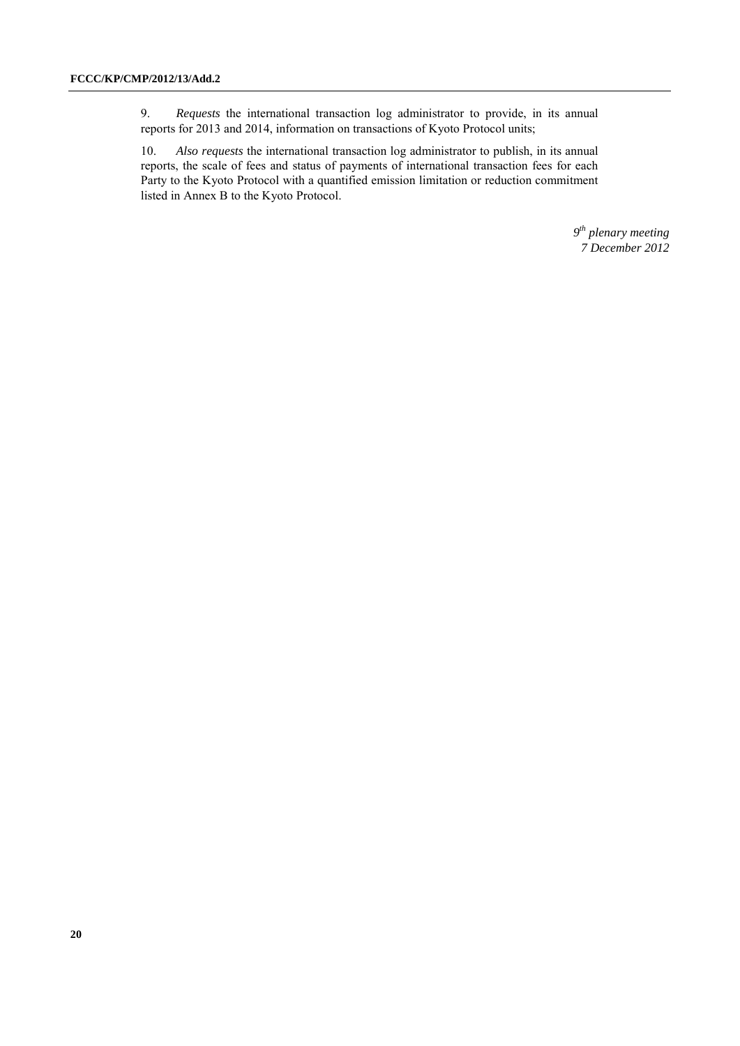9. *Requests* the international transaction log administrator to provide, in its annual reports for 2013 and 2014, information on transactions of Kyoto Protocol units;

10. *Also requests* the international transaction log administrator to publish, in its annual reports, the scale of fees and status of payments of international transaction fees for each Party to the Kyoto Protocol with a quantified emission limitation or reduction commitment listed in Annex B to the Kyoto Protocol.

*9th plenary meeting*
*7 December 2012*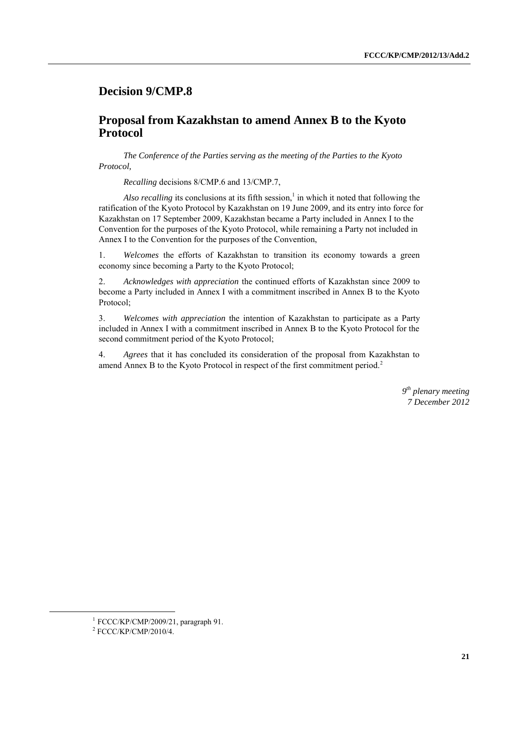# Decision 9/CMP.8

# Proposal from Kazakhstan to amend Annex B to the Kyoto Protocol

*The Conference of the Parties serving as the meeting of the Parties to the Kyoto Protocol,*

*Recalling* decisions 8/CMP.6 and 13/CMP.7,

*Also recalling* its conclusions at its fifth session,[1] in which it noted that following the ratification of the Kyoto Protocol by Kazakhstan on 19 June 2009, and its entry into force for Kazakhstan on 17 September 2009, Kazakhstan became a Party included in Annex I to the Convention for the purposes of the Kyoto Protocol, while remaining a Party not included in Annex I to the Convention for the purposes of the Convention,

1. *Welcomes* the efforts of Kazakhstan to transition its economy towards a green economy since becoming a Party to the Kyoto Protocol;

2. *Acknowledges with appreciation* the continued efforts of Kazakhstan since 2009 to become a Party included in Annex I with a commitment inscribed in Annex B to the Kyoto Protocol;

3. *Welcomes with appreciation* the intention of Kazakhstan to participate as a Party included in Annex I with a commitment inscribed in Annex B to the Kyoto Protocol for the second commitment period of the Kyoto Protocol;

4. *Agrees* that it has concluded its consideration of the proposal from Kazakhstan to amend Annex B to the Kyoto Protocol in respect of the first commitment period.[2]

*9th plenary meeting*
*7 December 2012*

[1] FCCC/KP/CMP/2009/21, paragraph 91.

[2] FCCC/KP/CMP/2010/4.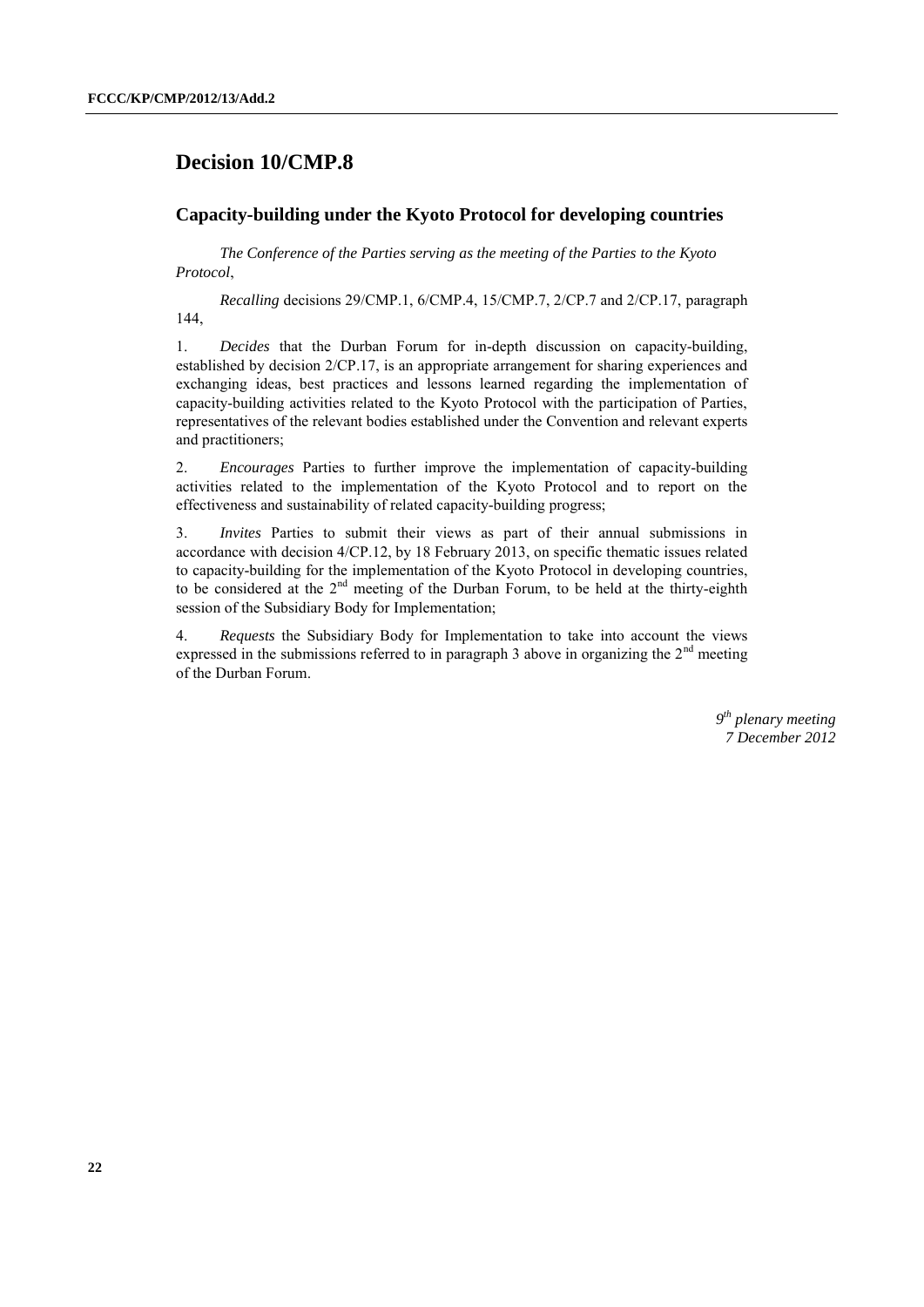# Decision 10/CMP.8

## Capacity-building under the Kyoto Protocol for developing countries

*The Conference of the Parties serving as the meeting of the Parties to the Kyoto Protocol*,

*Recalling* decisions 29/CMP.1, 6/CMP.4, 15/CMP.7, 2/CP.7 and 2/CP.17, paragraph 144,

1. *Decides* that the Durban Forum for in-depth discussion on capacity-building, established by decision 2/CP.17, is an appropriate arrangement for sharing experiences and exchanging ideas, best practices and lessons learned regarding the implementation of capacity-building activities related to the Kyoto Protocol with the participation of Parties, representatives of the relevant bodies established under the Convention and relevant experts and practitioners;

2. *Encourages* Parties to further improve the implementation of capacity-building activities related to the implementation of the Kyoto Protocol and to report on the effectiveness and sustainability of related capacity-building progress;

3. *Invites* Parties to submit their views as part of their annual submissions in accordance with decision 4/CP.12, by 18 February 2013, on specific thematic issues related to capacity-building for the implementation of the Kyoto Protocol in developing countries, to be considered at the 2nd meeting of the Durban Forum, to be held at the thirty-eighth session of the Subsidiary Body for Implementation;

4. *Requests* the Subsidiary Body for Implementation to take into account the views expressed in the submissions referred to in paragraph 3 above in organizing the 2nd meeting of the Durban Forum.

*9th plenary meeting*
*7 December 2012*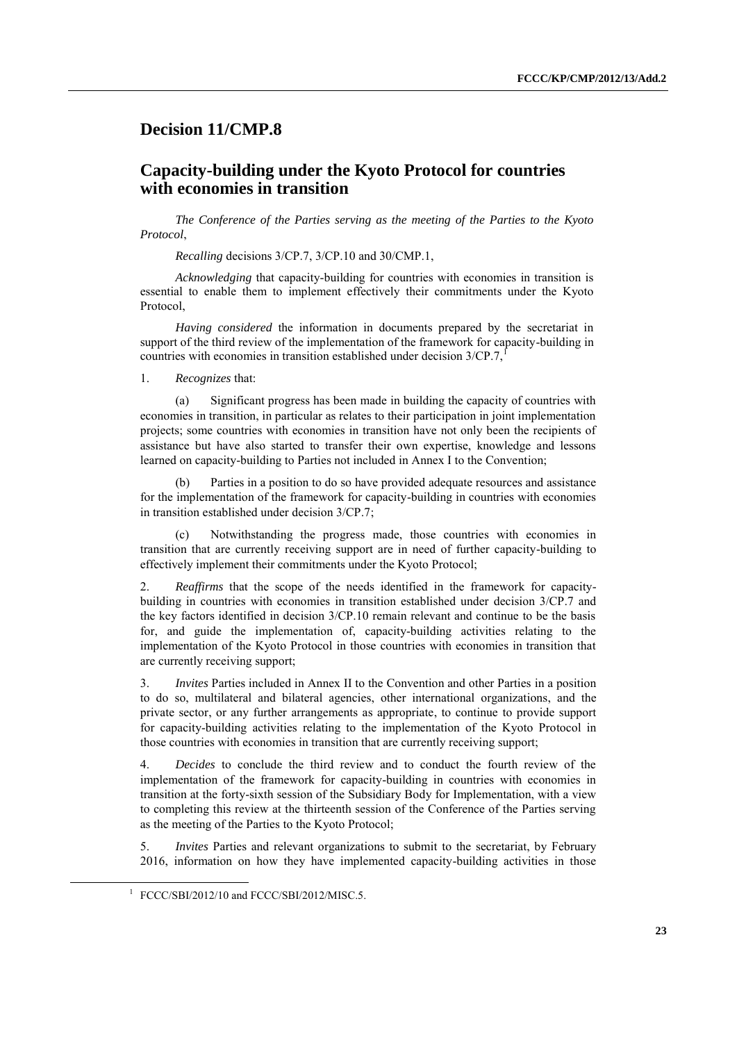## Decision 11/CMP.8

## Capacity-building under the Kyoto Protocol for countries with economies in transition

*The Conference of the Parties serving as the meeting of the Parties to the Kyoto Protocol*,

*Recalling* decisions 3/CP.7, 3/CP.10 and 30/CMP.1,

*Acknowledging* that capacity-building for countries with economies in transition is essential to enable them to implement effectively their commitments under the Kyoto Protocol,

*Having considered* the information in documents prepared by the secretariat in support of the third review of the implementation of the framework for capacity-building in countries with economies in transition established under decision 3/CP.7,[1]

1. *Recognizes* that:

(a) Significant progress has been made in building the capacity of countries with economies in transition, in particular as relates to their participation in joint implementation projects; some countries with economies in transition have not only been the recipients of assistance but have also started to transfer their own expertise, knowledge and lessons learned on capacity-building to Parties not included in Annex I to the Convention;

(b) Parties in a position to do so have provided adequate resources and assistance for the implementation of the framework for capacity-building in countries with economies in transition established under decision 3/CP.7;

(c) Notwithstanding the progress made, those countries with economies in transition that are currently receiving support are in need of further capacity-building to effectively implement their commitments under the Kyoto Protocol;

2. *Reaffirms* that the scope of the needs identified in the framework for capacity-building in countries with economies in transition established under decision 3/CP.7 and the key factors identified in decision 3/CP.10 remain relevant and continue to be the basis for, and guide the implementation of, capacity-building activities relating to the implementation of the Kyoto Protocol in those countries with economies in transition that are currently receiving support;

3. *Invites* Parties included in Annex II to the Convention and other Parties in a position to do so, multilateral and bilateral agencies, other international organizations, and the private sector, or any further arrangements as appropriate, to continue to provide support for capacity-building activities relating to the implementation of the Kyoto Protocol in those countries with economies in transition that are currently receiving support;

4. *Decides* to conclude the third review and to conduct the fourth review of the implementation of the framework for capacity-building in countries with economies in transition at the forty-sixth session of the Subsidiary Body for Implementation, with a view to completing this review at the thirteenth session of the Conference of the Parties serving as the meeting of the Parties to the Kyoto Protocol;

5. *Invites* Parties and relevant organizations to submit to the secretariat, by February 2016, information on how they have implemented capacity-building activities in those

[1] FCCC/SBI/2012/10 and FCCC/SBI/2012/MISC.5.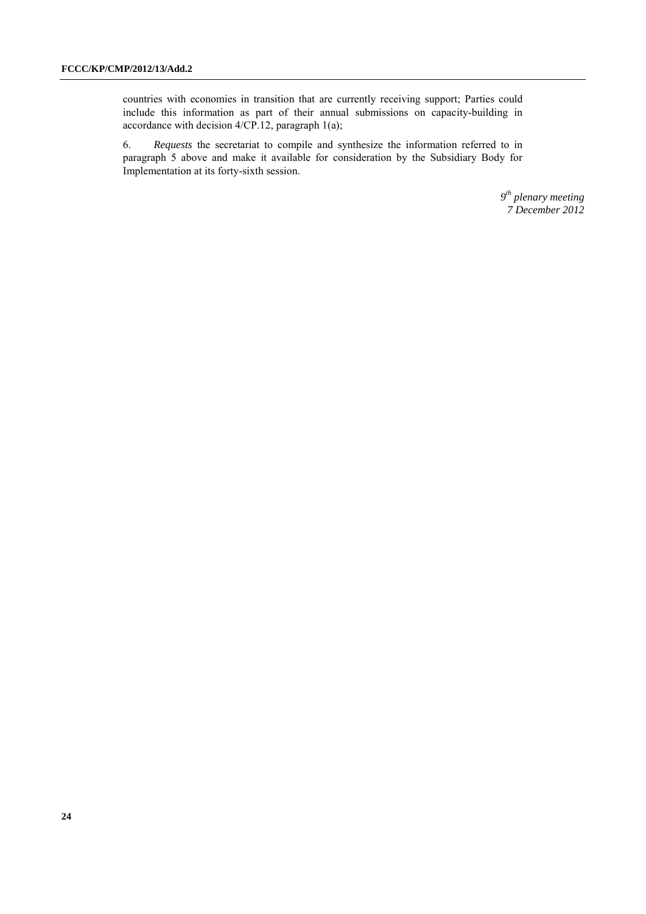countries with economies in transition that are currently receiving support; Parties could include this information as part of their annual submissions on capacity-building in accordance with decision 4/CP.12, paragraph 1(a);

6. *Requests* the secretariat to compile and synthesize the information referred to in paragraph 5 above and make it available for consideration by the Subsidiary Body for Implementation at its forty-sixth session.

*9th plenary meeting*
*7 December 2012*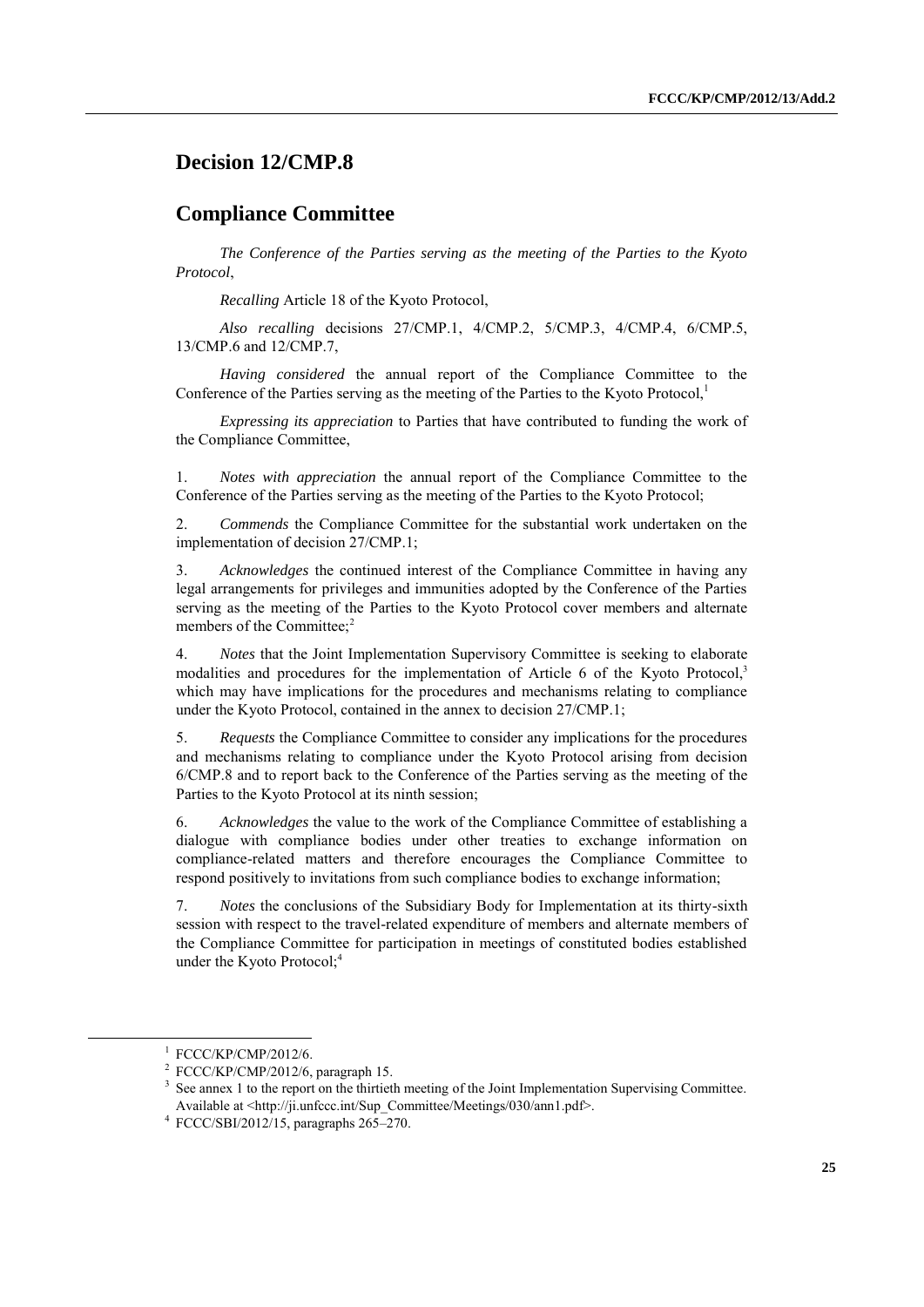## Decision 12/CMP.8

## Compliance Committee

*The Conference of the Parties serving as the meeting of the Parties to the Kyoto Protocol*,

*Recalling* Article 18 of the Kyoto Protocol,

*Also recalling* decisions 27/CMP.1, 4/CMP.2, 5/CMP.3, 4/CMP.4, 6/CMP.5, 13/CMP.6 and 12/CMP.7,

*Having considered* the annual report of the Compliance Committee to the Conference of the Parties serving as the meeting of the Parties to the Kyoto Protocol,[1]

*Expressing its appreciation* to Parties that have contributed to funding the work of the Compliance Committee,

1. *Notes with appreciation* the annual report of the Compliance Committee to the Conference of the Parties serving as the meeting of the Parties to the Kyoto Protocol;

2. *Commends* the Compliance Committee for the substantial work undertaken on the implementation of decision 27/CMP.1;

3. *Acknowledges* the continued interest of the Compliance Committee in having any legal arrangements for privileges and immunities adopted by the Conference of the Parties serving as the meeting of the Parties to the Kyoto Protocol cover members and alternate members of the Committee;[2]

4. *Notes* that the Joint Implementation Supervisory Committee is seeking to elaborate modalities and procedures for the implementation of Article 6 of the Kyoto Protocol,[3] which may have implications for the procedures and mechanisms relating to compliance under the Kyoto Protocol, contained in the annex to decision 27/CMP.1;

5. *Requests* the Compliance Committee to consider any implications for the procedures and mechanisms relating to compliance under the Kyoto Protocol arising from decision 6/CMP.8 and to report back to the Conference of the Parties serving as the meeting of the Parties to the Kyoto Protocol at its ninth session;

6. *Acknowledges* the value to the work of the Compliance Committee of establishing a dialogue with compliance bodies under other treaties to exchange information on compliance-related matters and therefore encourages the Compliance Committee to respond positively to invitations from such compliance bodies to exchange information;

7. *Notes* the conclusions of the Subsidiary Body for Implementation at its thirty-sixth session with respect to the travel-related expenditure of members and alternate members of the Compliance Committee for participation in meetings of constituted bodies established under the Kyoto Protocol;[4]

---

[1] FCCC/KP/CMP/2012/6.

[2] FCCC/KP/CMP/2012/6, paragraph 15.

[3] See annex 1 to the report on the thirtieth meeting of the Joint Implementation Supervising Committee. Available at <http://ji.unfccc.int/Sup_Committee/Meetings/030/ann1.pdf>.

[4] FCCC/SBI/2012/15, paragraphs 265–270.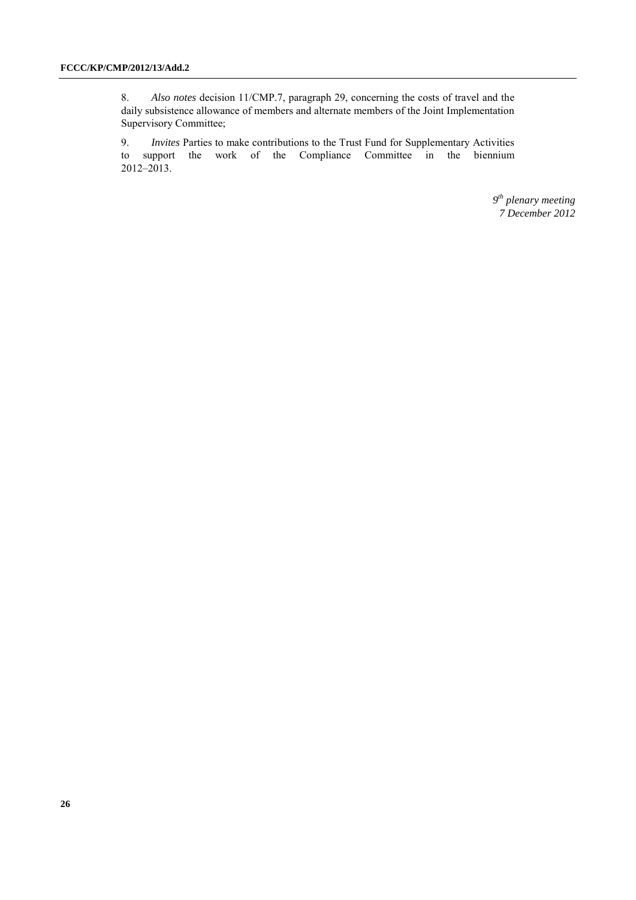8. *Also notes* decision 11/CMP.7, paragraph 29, concerning the costs of travel and the daily subsistence allowance of members and alternate members of the Joint Implementation Supervisory Committee;

9. *Invites* Parties to make contributions to the Trust Fund for Supplementary Activities to support the work of the Compliance Committee in the biennium 2012–2013.

*9th plenary meeting*
*7 December 2012*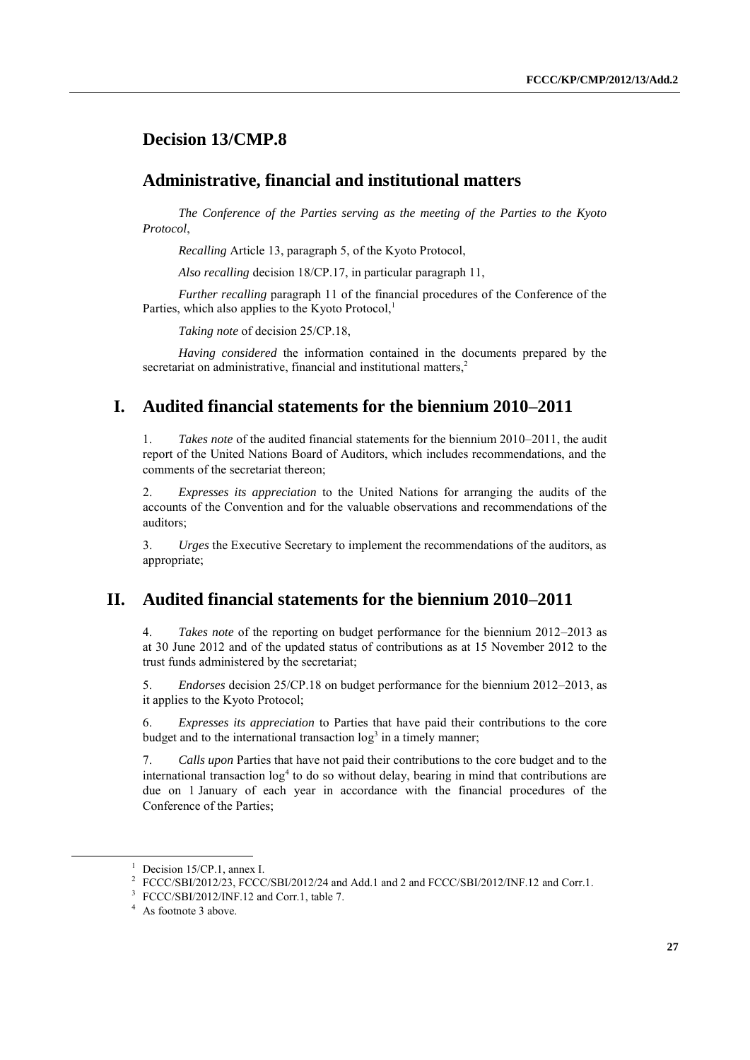# Decision 13/CMP.8

## Administrative, financial and institutional matters

*The Conference of the Parties serving as the meeting of the Parties to the Kyoto Protocol*,

*Recalling* Article 13, paragraph 5, of the Kyoto Protocol,

*Also recalling* decision 18/CP.17, in particular paragraph 11,

*Further recalling* paragraph 11 of the financial procedures of the Conference of the Parties, which also applies to the Kyoto Protocol,[1]

*Taking note* of decision 25/CP.18,

*Having considered* the information contained in the documents prepared by the secretariat on administrative, financial and institutional matters,[2]

## I. Audited financial statements for the biennium 2010–2011

1. *Takes note* of the audited financial statements for the biennium 2010–2011, the audit report of the United Nations Board of Auditors, which includes recommendations, and the comments of the secretariat thereon;

2. *Expresses its appreciation* to the United Nations for arranging the audits of the accounts of the Convention and for the valuable observations and recommendations of the auditors;

3. *Urges* the Executive Secretary to implement the recommendations of the auditors, as appropriate;

## II. Audited financial statements for the biennium 2010–2011

4. *Takes note* of the reporting on budget performance for the biennium 2012–2013 as at 30 June 2012 and of the updated status of contributions as at 15 November 2012 to the trust funds administered by the secretariat;

5. *Endorses* decision 25/CP.18 on budget performance for the biennium 2012–2013, as it applies to the Kyoto Protocol;

6. *Expresses its appreciation* to Parties that have paid their contributions to the core budget and to the international transaction log[3] in a timely manner;

7. *Calls upon* Parties that have not paid their contributions to the core budget and to the international transaction log[4] to do so without delay, bearing in mind that contributions are due on 1 January of each year in accordance with the financial procedures of the Conference of the Parties;

---

[1] Decision 15/CP.1, annex I.

[2] FCCC/SBI/2012/23, FCCC/SBI/2012/24 and Add.1 and 2 and FCCC/SBI/2012/INF.12 and Corr.1.

[3] FCCC/SBI/2012/INF.12 and Corr.1, table 7.

[4] As footnote 3 above.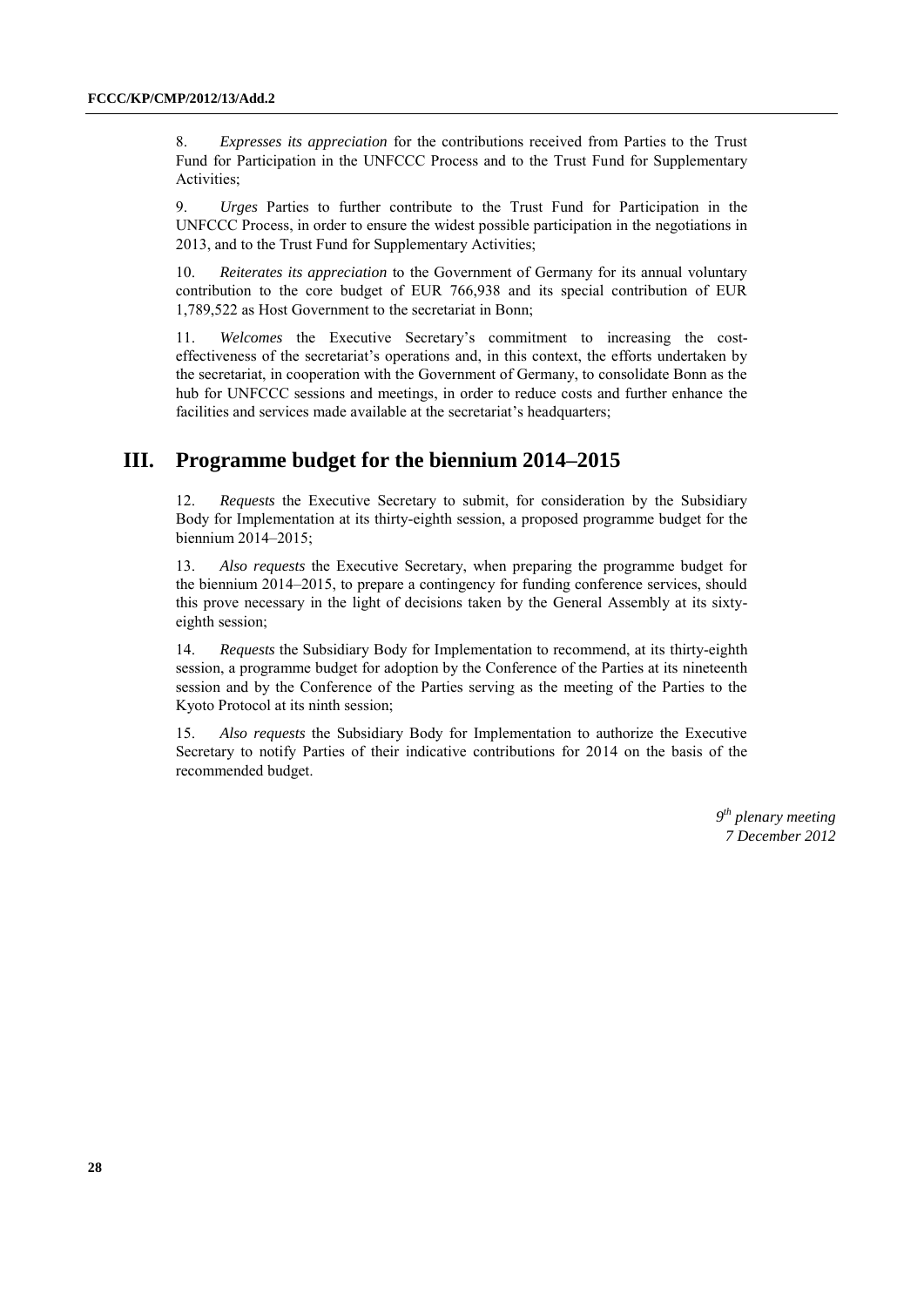8. *Expresses its appreciation* for the contributions received from Parties to the Trust Fund for Participation in the UNFCCC Process and to the Trust Fund for Supplementary Activities;

9. *Urges* Parties to further contribute to the Trust Fund for Participation in the UNFCCC Process, in order to ensure the widest possible participation in the negotiations in 2013, and to the Trust Fund for Supplementary Activities;

10. *Reiterates its appreciation* to the Government of Germany for its annual voluntary contribution to the core budget of EUR 766,938 and its special contribution of EUR 1,789,522 as Host Government to the secretariat in Bonn;

11. *Welcomes* the Executive Secretary's commitment to increasing the cost-effectiveness of the secretariat's operations and, in this context, the efforts undertaken by the secretariat, in cooperation with the Government of Germany, to consolidate Bonn as the hub for UNFCCC sessions and meetings, in order to reduce costs and further enhance the facilities and services made available at the secretariat's headquarters;

## III. Programme budget for the biennium 2014–2015

12. *Requests* the Executive Secretary to submit, for consideration by the Subsidiary Body for Implementation at its thirty-eighth session, a proposed programme budget for the biennium 2014–2015;

13. *Also requests* the Executive Secretary, when preparing the programme budget for the biennium 2014–2015, to prepare a contingency for funding conference services, should this prove necessary in the light of decisions taken by the General Assembly at its sixty-eighth session;

14. *Requests* the Subsidiary Body for Implementation to recommend, at its thirty-eighth session, a programme budget for adoption by the Conference of the Parties at its nineteenth session and by the Conference of the Parties serving as the meeting of the Parties to the Kyoto Protocol at its ninth session;

15. *Also requests* the Subsidiary Body for Implementation to authorize the Executive Secretary to notify Parties of their indicative contributions for 2014 on the basis of the recommended budget.

*9th plenary meeting*
*7 December 2012*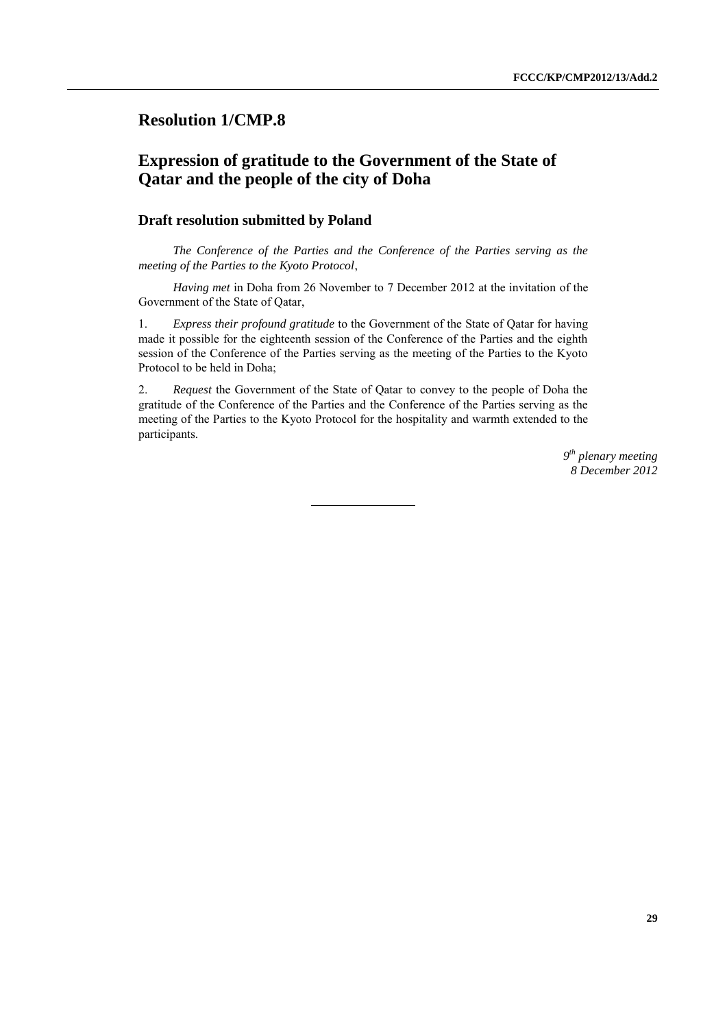## Resolution 1/CMP.8

## Expression of gratitude to the Government of the State of Qatar and the people of the city of Doha

### Draft resolution submitted by Poland

*The Conference of the Parties and the Conference of the Parties serving as the meeting of the Parties to the Kyoto Protocol*,

*Having met* in Doha from 26 November to 7 December 2012 at the invitation of the Government of the State of Qatar,

1. *Express their profound gratitude* to the Government of the State of Qatar for having made it possible for the eighteenth session of the Conference of the Parties and the eighth session of the Conference of the Parties serving as the meeting of the Parties to the Kyoto Protocol to be held in Doha;

2. *Request* the Government of the State of Qatar to convey to the people of Doha the gratitude of the Conference of the Parties and the Conference of the Parties serving as the meeting of the Parties to the Kyoto Protocol for the hospitality and warmth extended to the participants.

*9th plenary meeting*
*8 December 2012*